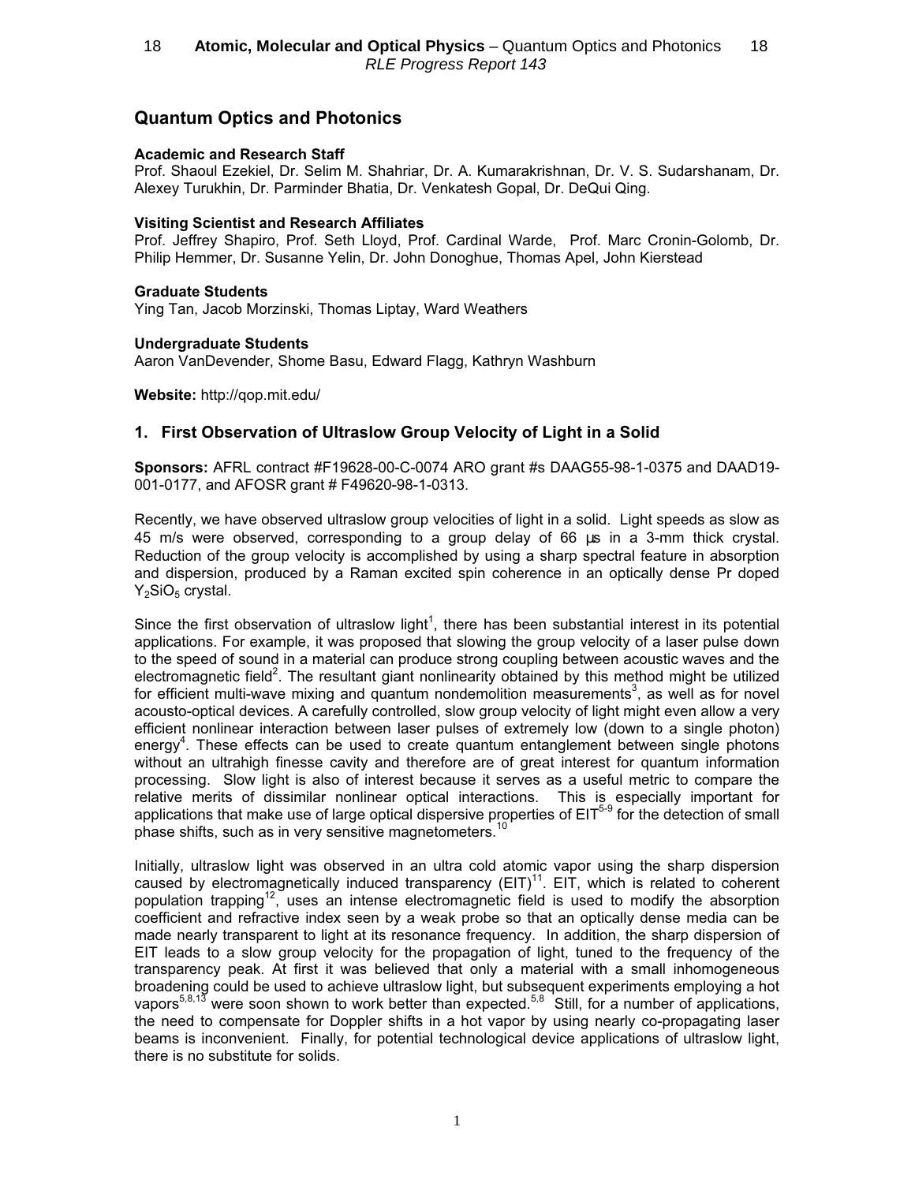# Quantum Optics and Photonics

**Academic and Research Staff**
Prof. Shaoul Ezekiel, Dr. Selim M. Shahriar, Dr. A. Kumarakrishnan, Dr. V. S. Sudarshanam, Dr. Alexey Turukhin, Dr. Parminder Bhatia, Dr. Venkatesh Gopal, Dr. DeQui Qing.

**Visiting Scientist and Research Affiliates**
Prof. Jeffrey Shapiro, Prof. Seth Lloyd, Prof. Cardinal Warde, Prof. Marc Cronin-Golomb, Dr. Philip Hemmer, Dr. Susanne Yelin, Dr. John Donoghue, Thomas Apel, John Kierstead

**Graduate Students**
Ying Tan, Jacob Morzinski, Thomas Liptay, Ward Weathers

**Undergraduate Students**
Aaron VanDevender, Shome Basu, Edward Flagg, Kathryn Washburn

**Website:** http://qop.mit.edu/

## 1. First Observation of Ultraslow Group Velocity of Light in a Solid

**Sponsors:** AFRL contract #F19628-00-C-0074 ARO grant #s DAAG55-98-1-0375 and DAAD19-001-0177, and AFOSR grant # F49620-98-1-0313.

Recently, we have observed ultraslow group velocities of light in a solid. Light speeds as slow as 45 m/s were observed, corresponding to a group delay of 66 μs in a 3-mm thick crystal. Reduction of the group velocity is accomplished by using a sharp spectral feature in absorption and dispersion, produced by a Raman excited spin coherence in an optically dense Pr doped $Y_2SiO_5$ crystal.

Since the first observation of ultraslow light[1], there has been substantial interest in its potential applications. For example, it was proposed that slowing the group velocity of a laser pulse down to the speed of sound in a material can produce strong coupling between acoustic waves and the electromagnetic field[2]. The resultant giant nonlinearity obtained by this method might be utilized for efficient multi-wave mixing and quantum nondemolition measurements[3], as well as for novel acousto-optical devices. A carefully controlled, slow group velocity of light might even allow a very efficient nonlinear interaction between laser pulses of extremely low (down to a single photon) energy[4]. These effects can be used to create quantum entanglement between single photons without an ultrahigh finesse cavity and therefore are of great interest for quantum information processing. Slow light is also of interest because it serves as a useful metric to compare the relative merits of dissimilar nonlinear optical interactions. This is especially important for applications that make use of large optical dispersive properties of EIT[5-9] for the detection of small phase shifts, such as in very sensitive magnetometers.[10]

Initially, ultraslow light was observed in an ultra cold atomic vapor using the sharp dispersion caused by electromagnetically induced transparency (EIT)[11]. EIT, which is related to coherent population trapping[12], uses an intense electromagnetic field is used to modify the absorption coefficient and refractive index seen by a weak probe so that an optically dense media can be made nearly transparent to light at its resonance frequency. In addition, the sharp dispersion of EIT leads to a slow group velocity for the propagation of light, tuned to the frequency of the transparency peak. At first it was believed that only a material with a small inhomogeneous broadening could be used to achieve ultraslow light, but subsequent experiments employing a hot vapors[5,8,13] were soon shown to work better than expected.[5,8] Still, for a number of applications, the need to compensate for Doppler shifts in a hot vapor by using nearly co-propagating laser beams is inconvenient. Finally, for potential technological device applications of ultraslow light, there is no substitute for solids.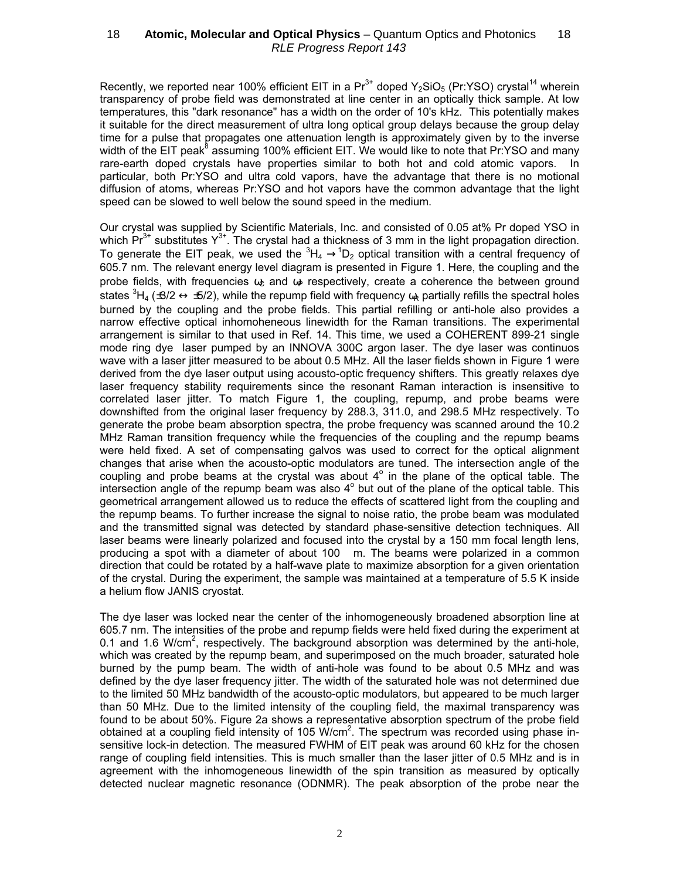Recently, we reported near 100% efficient EIT in a $Pr^{3+}$ doped $Y_2SiO_5$ (Pr:YSO) crystal[14] wherein transparency of probe field was demonstrated at line center in an optically thick sample. At low temperatures, this "dark resonance" has a width on the order of 10's kHz. This potentially makes it suitable for the direct measurement of ultra long optical group delays because the group delay time for a pulse that propagates one attenuation length is approximately given by to the inverse width of the EIT peak[8] assuming 100% efficient EIT. We would like to note that Pr:YSO and many rare-earth doped crystals have properties similar to both hot and cold atomic vapors. In particular, both Pr:YSO and ultra cold vapors, have the advantage that there is no motional diffusion of atoms, whereas Pr:YSO and hot vapors have the common advantage that the light speed can be slowed to well below the sound speed in the medium.

Our crystal was supplied by Scientific Materials, Inc. and consisted of 0.05 at% Pr doped YSO in which $Pr^{3+}$ substitutes $Y^{3+}$. The crystal had a thickness of 3 mm in the light propagation direction. To generate the EIT peak, we used the $^3H_4 \rightarrow {}^1D_2$ optical transition with a central frequency of 605.7 nm. The relevant energy level diagram is presented in Figure 1. Here, the coupling and the probe fields, with frequencies $\omega_c$ and $\omega_p$ respectively, create a coherence the between ground states $^3H_4$ ($\pm 3/2 \leftrightarrow \pm 5/2$), while the repump field with frequency $\omega_R$ partially refills the spectral holes burned by the coupling and the probe fields. This partial refilling or anti-hole also provides a narrow effective optical inhomoheneous linewidth for the Raman transitions. The experimental arrangement is similar to that used in Ref. 14. This time, we used a COHERENT 899-21 single mode ring dye laser pumped by an INNOVA 300C argon laser. The dye laser was continuos wave with a laser jitter measured to be about 0.5 MHz. All the laser fields shown in Figure 1 were derived from the dye laser output using acousto-optic frequency shifters. This greatly relaxes dye laser frequency stability requirements since the resonant Raman interaction is insensitive to correlated laser jitter. To match Figure 1, the coupling, repump, and probe beams were downshifted from the original laser frequency by 288.3, 311.0, and 298.5 MHz respectively. To generate the probe beam absorption spectra, the probe frequency was scanned around the 10.2 MHz Raman transition frequency while the frequencies of the coupling and the repump beams were held fixed. A set of compensating galvos was used to correct for the optical alignment changes that arise when the acousto-optic modulators are tuned. The intersection angle of the coupling and probe beams at the crystal was about $4^o$ in the plane of the optical table. The intersection angle of the repump beam was also $4^o$ but out of the plane of the optical table. This geometrical arrangement allowed us to reduce the effects of scattered light from the coupling and the repump beams. To further increase the signal to noise ratio, the probe beam was modulated and the transmitted signal was detected by standard phase-sensitive detection techniques. All laser beams were linearly polarized and focused into the crystal by a 150 mm focal length lens, producing a spot with a diameter of about 100 $\mu$m. The beams were polarized in a common direction that could be rotated by a half-wave plate to maximize absorption for a given orientation of the crystal. During the experiment, the sample was maintained at a temperature of 5.5 K inside a helium flow JANIS cryostat.

The dye laser was locked near the center of the inhomogeneously broadened absorption line at 605.7 nm. The intensities of the probe and repump fields were held fixed during the experiment at 0.1 and 1.6 W/cm$^2$, respectively. The background absorption was determined by the anti-hole, which was created by the repump beam, and superimposed on the much broader, saturated hole burned by the pump beam. The width of anti-hole was found to be about 0.5 MHz and was defined by the dye laser frequency jitter. The width of the saturated hole was not determined due to the limited 50 MHz bandwidth of the acousto-optic modulators, but appeared to be much larger than 50 MHz. Due to the limited intensity of the coupling field, the maximal transparency was found to be about 50%. Figure 2a shows a representative absorption spectrum of the probe field obtained at a coupling field intensity of 105 W/cm$^2$. The spectrum was recorded using phase in-sensitive lock-in detection. The measured FWHM of EIT peak was around 60 kHz for the chosen range of coupling field intensities. This is much smaller than the laser jitter of 0.5 MHz and is in agreement with the inhomogeneous linewidth of the spin transition as measured by optically detected nuclear magnetic resonance (ODNMR). The peak absorption of the probe near the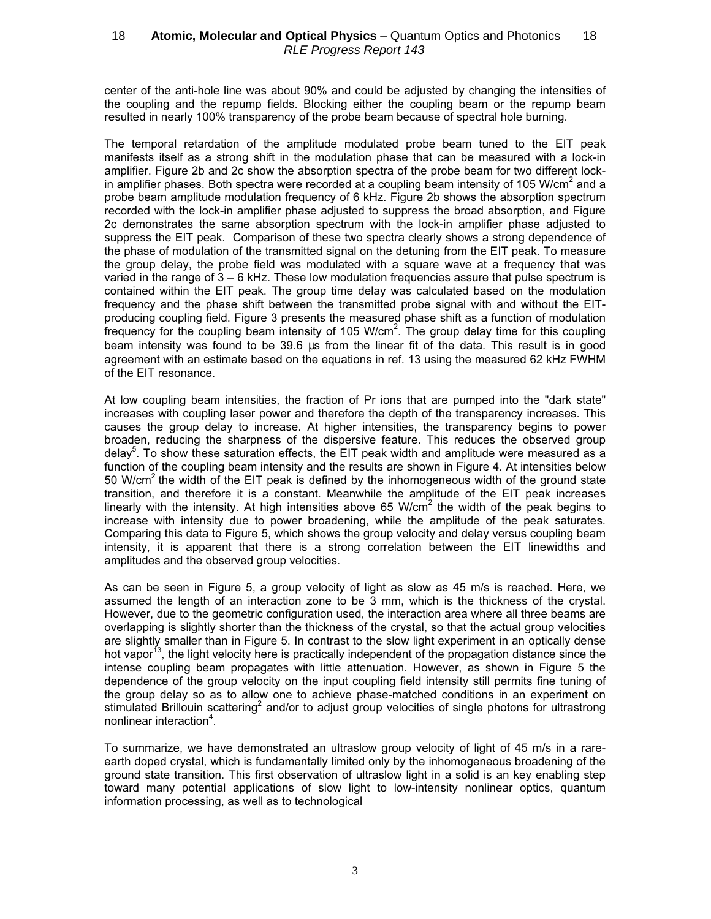center of the anti-hole line was about 90% and could be adjusted by changing the intensities of the coupling and the repump fields. Blocking either the coupling beam or the repump beam resulted in nearly 100% transparency of the probe beam because of spectral hole burning.

The temporal retardation of the amplitude modulated probe beam tuned to the EIT peak manifests itself as a strong shift in the modulation phase that can be measured with a lock-in amplifier. Figure 2b and 2c show the absorption spectra of the probe beam for two different lock-in amplifier phases. Both spectra were recorded at a coupling beam intensity of 105 W/cm$^2$ and a probe beam amplitude modulation frequency of 6 kHz. Figure 2b shows the absorption spectrum recorded with the lock-in amplifier phase adjusted to suppress the broad absorption, and Figure 2c demonstrates the same absorption spectrum with the lock-in amplifier phase adjusted to suppress the EIT peak. Comparison of these two spectra clearly shows a strong dependence of the phase of modulation of the transmitted signal on the detuning from the EIT peak. To measure the group delay, the probe field was modulated with a square wave at a frequency that was varied in the range of 3 – 6 kHz. These low modulation frequencies assure that pulse spectrum is contained within the EIT peak. The group time delay was calculated based on the modulation frequency and the phase shift between the transmitted probe signal with and without the EIT-producing coupling field. Figure 3 presents the measured phase shift as a function of modulation frequency for the coupling beam intensity of 105 W/cm$^2$. The group delay time for this coupling beam intensity was found to be 39.6 µs from the linear fit of the data. This result is in good agreement with an estimate based on the equations in ref. 13 using the measured 62 kHz FWHM of the EIT resonance.

At low coupling beam intensities, the fraction of Pr ions that are pumped into the "dark state" increases with coupling laser power and therefore the depth of the transparency increases. This causes the group delay to increase. At higher intensities, the transparency begins to power broaden, reducing the sharpness of the dispersive feature. This reduces the observed group delay[5]. To show these saturation effects, the EIT peak width and amplitude were measured as a function of the coupling beam intensity and the results are shown in Figure 4. At intensities below 50 W/cm$^2$ the width of the EIT peak is defined by the inhomogeneous width of the ground state transition, and therefore it is a constant. Meanwhile the amplitude of the EIT peak increases linearly with the intensity. At high intensities above 65 W/cm$^2$ the width of the peak begins to increase with intensity due to power broadening, while the amplitude of the peak saturates. Comparing this data to Figure 5, which shows the group velocity and delay versus coupling beam intensity, it is apparent that there is a strong correlation between the EIT linewidths and amplitudes and the observed group velocities.

As can be seen in Figure 5, a group velocity of light as slow as 45 m/s is reached. Here, we assumed the length of an interaction zone to be 3 mm, which is the thickness of the crystal. However, due to the geometric configuration used, the interaction area where all three beams are overlapping is slightly shorter than the thickness of the crystal, so that the actual group velocities are slightly smaller than in Figure 5. In contrast to the slow light experiment in an optically dense hot vapor[13], the light velocity here is practically independent of the propagation distance since the intense coupling beam propagates with little attenuation. However, as shown in Figure 5 the dependence of the group velocity on the input coupling field intensity still permits fine tuning of the group delay so as to allow one to achieve phase-matched conditions in an experiment on stimulated Brillouin scattering[2] and/or to adjust group velocities of single photons for ultrastrong nonlinear interaction[4].

To summarize, we have demonstrated an ultraslow group velocity of light of 45 m/s in a rare-earth doped crystal, which is fundamentally limited only by the inhomogeneous broadening of the ground state transition. This first observation of ultraslow light in a solid is an key enabling step toward many potential applications of slow light to low-intensity nonlinear optics, quantum information processing, as well as to technological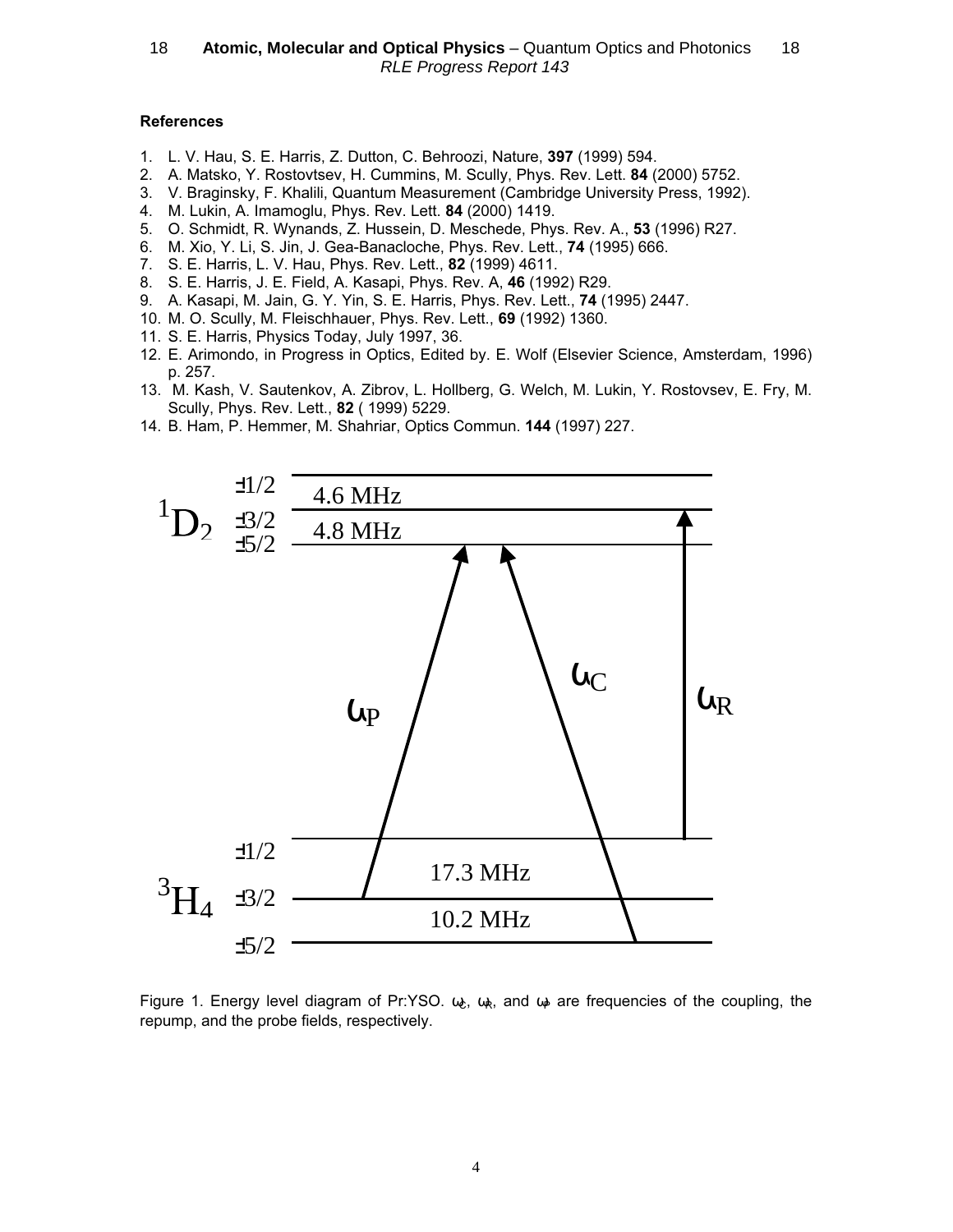**References**

1. L. V. Hau, S. E. Harris, Z. Dutton, C. Behroozi, Nature, **397** (1999) 594.
2. A. Matsko, Y. Rostovtsev, H. Cummins, M. Scully, Phys. Rev. Lett. **84** (2000) 5752.
3. V. Braginsky, F. Khalili, Quantum Measurement (Cambridge University Press, 1992).
4. M. Lukin, A. Imamoglu, Phys. Rev. Lett. **84** (2000) 1419.
5. O. Schmidt, R. Wynands, Z. Hussein, D. Meschede, Phys. Rev. A., **53** (1996) R27.
6. M. Xio, Y. Li, S. Jin, J. Gea-Banacloche, Phys. Rev. Lett., **74** (1995) 666.
7. S. E. Harris, L. V. Hau, Phys. Rev. Lett., **82** (1999) 4611.
8. S. E. Harris, J. E. Field, A. Kasapi, Phys. Rev. A, **46** (1992) R29.
9. A. Kasapi, M. Jain, G. Y. Yin, S. E. Harris, Phys. Rev. Lett., **74** (1995) 2447.
10. M. O. Scully, M. Fleischhauer, Phys. Rev. Lett., **69** (1992) 1360.
11. S. E. Harris, Physics Today, July 1997, 36.
12. E. Arimondo, in Progress in Optics, Edited by. E. Wolf (Elsevier Science, Amsterdam, 1996) p. 257.
13. M. Kash, V. Sautenkov, A. Zibrov, L. Hollberg, G. Welch, M. Lukin, Y. Rostovsev, E. Fry, M. Scully, Phys. Rev. Lett., **82** ( 1999) 5229.
14. B. Ham, P. Hemmer, M. Shahriar, Optics Commun. **144** (1997) 227.

Figure 1. Energy level diagram of Pr:YSO. $\omega_C$, $\omega_R$, and $\omega_P$ are frequencies of the coupling, the repump, and the probe fields, respectively.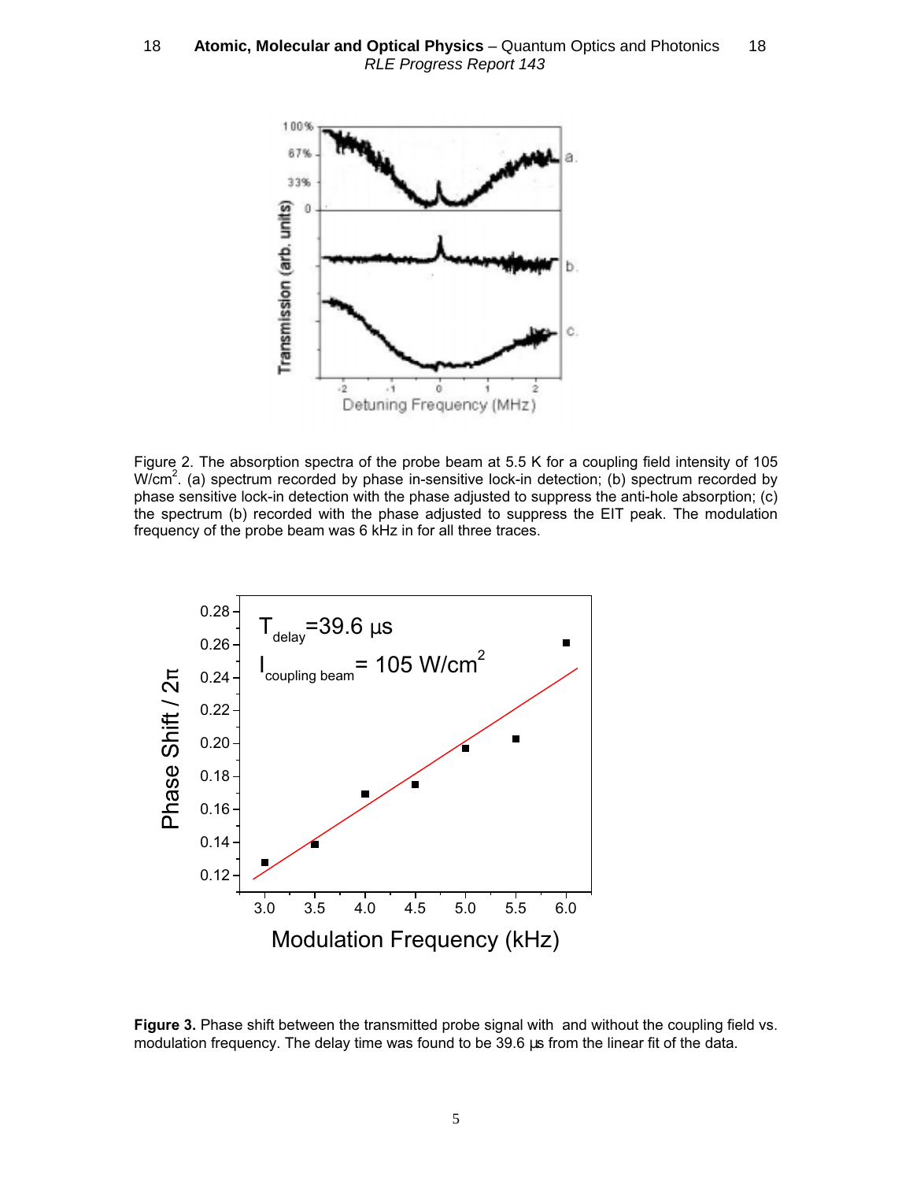Figure 2. The absorption spectra of the probe beam at 5.5 K for a coupling field intensity of 105 W/cm$^2$. (a) spectrum recorded by phase in-sensitive lock-in detection; (b) spectrum recorded by phase sensitive lock-in detection with the phase adjusted to suppress the anti-hole absorption; (c) the spectrum (b) recorded with the phase adjusted to suppress the EIT peak. The modulation frequency of the probe beam was 6 kHz in for all three traces.

**Figure 3.** Phase shift between the transmitted probe signal with and without the coupling field vs. modulation frequency. The delay time was found to be 39.6 µs from the linear fit of the data.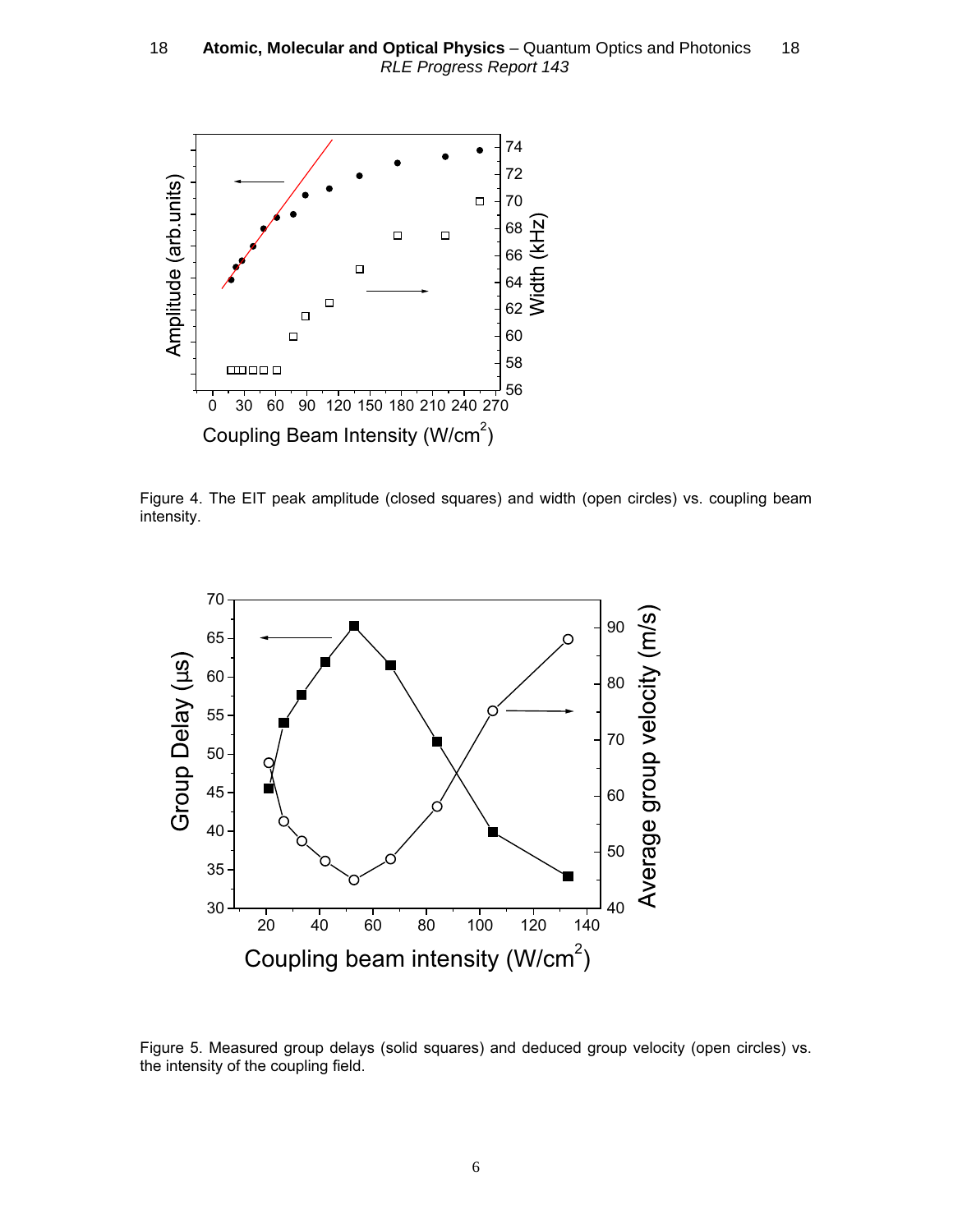Figure 4. The EIT peak amplitude (closed squares) and width (open circles) vs. coupling beam intensity.

Figure 5. Measured group delays (solid squares) and deduced group velocity (open circles) vs. the intensity of the coupling field.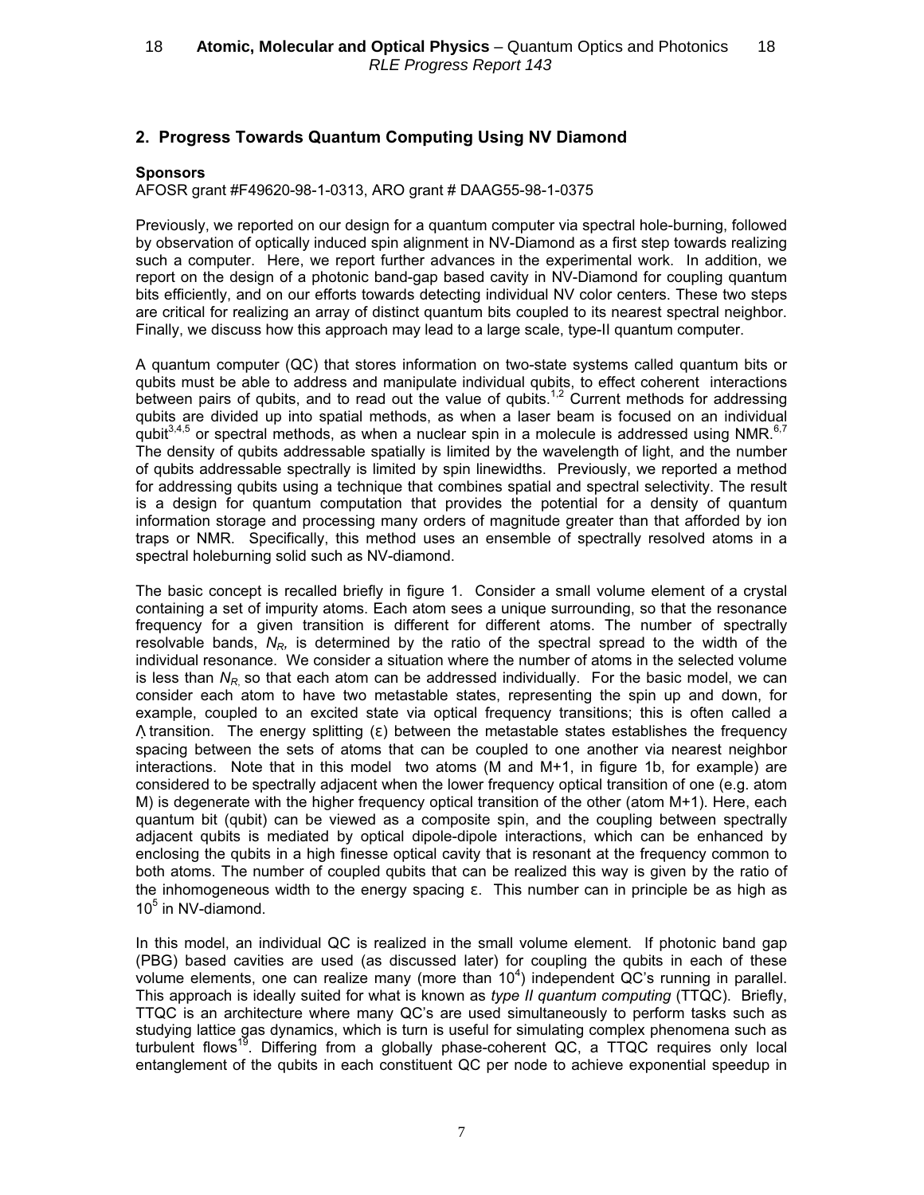## 2. Progress Towards Quantum Computing Using NV Diamond

**Sponsors**

AFOSR grant #F49620-98-1-0313, ARO grant # DAAG55-98-1-0375

Previously, we reported on our design for a quantum computer via spectral hole-burning, followed by observation of optically induced spin alignment in NV-Diamond as a first step towards realizing such a computer. Here, we report further advances in the experimental work. In addition, we report on the design of a photonic band-gap based cavity in NV-Diamond for coupling quantum bits efficiently, and on our efforts towards detecting individual NV color centers. These two steps are critical for realizing an array of distinct quantum bits coupled to its nearest spectral neighbor. Finally, we discuss how this approach may lead to a large scale, type-II quantum computer.

A quantum computer (QC) that stores information on two-state systems called quantum bits or qubits must be able to address and manipulate individual qubits, to effect coherent interactions between pairs of qubits, and to read out the value of qubits.[1,2] Current methods for addressing qubits are divided up into spatial methods, as when a laser beam is focused on an individual qubit[3,4,5] or spectral methods, as when a nuclear spin in a molecule is addressed using NMR.[6,7] The density of qubits addressable spatially is limited by the wavelength of light, and the number of qubits addressable spectrally is limited by spin linewidths. Previously, we reported a method for addressing qubits using a technique that combines spatial and spectral selectivity. The result is a design for quantum computation that provides the potential for a density of quantum information storage and processing many orders of magnitude greater than that afforded by ion traps or NMR. Specifically, this method uses an ensemble of spectrally resolved atoms in a spectral holeburning solid such as NV-diamond.

The basic concept is recalled briefly in figure 1. Consider a small volume element of a crystal containing a set of impurity atoms. Each atom sees a unique surrounding, so that the resonance frequency for a given transition is different for different atoms. The number of spectrally resolvable bands, $N_R$, is determined by the ratio of the spectral spread to the width of the individual resonance. We consider a situation where the number of atoms in the selected volume is less than $N_R$, so that each atom can be addressed individually. For the basic model, we can consider each atom to have two metastable states, representing the spin up and down, for example, coupled to an excited state via optical frequency transitions; this is often called a $\Lambda$ transition. The energy splitting ($\varepsilon$) between the metastable states establishes the frequency spacing between the sets of atoms that can be coupled to one another via nearest neighbor interactions. Note that in this model two atoms (M and M+1, in figure 1b, for example) are considered to be spectrally adjacent when the lower frequency optical transition of one (e.g. atom M) is degenerate with the higher frequency optical transition of the other (atom M+1). Here, each quantum bit (qubit) can be viewed as a composite spin, and the coupling between spectrally adjacent qubits is mediated by optical dipole-dipole interactions, which can be enhanced by enclosing the qubits in a high finesse optical cavity that is resonant at the frequency common to both atoms. The number of coupled qubits that can be realized this way is given by the ratio of the inhomogeneous width to the energy spacing $\varepsilon$. This number can in principle be as high as $10^5$ in NV-diamond.

In this model, an individual QC is realized in the small volume element. If photonic band gap (PBG) based cavities are used (as discussed later) for coupling the qubits in each of these volume elements, one can realize many (more than $10^4$) independent QC's running in parallel. This approach is ideally suited for what is known as *type II quantum computing* (TTQC). Briefly, TTQC is an architecture where many QC's are used simultaneously to perform tasks such as studying lattice gas dynamics, which is turn is useful for simulating complex phenomena such as turbulent flows[19]. Differing from a globally phase-coherent QC, a TTQC requires only local entanglement of the qubits in each constituent QC per node to achieve exponential speedup in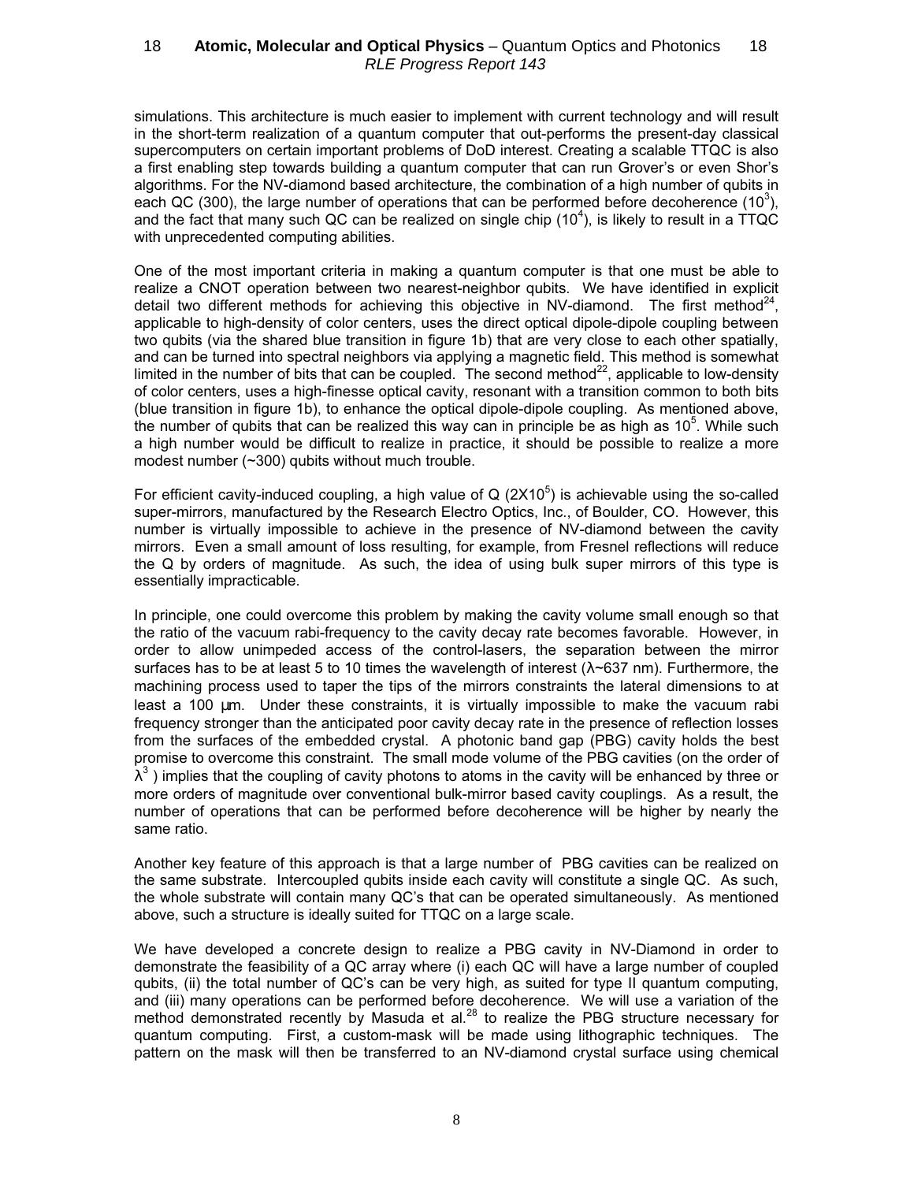simulations. This architecture is much easier to implement with current technology and will result in the short-term realization of a quantum computer that out-performs the present-day classical supercomputers on certain important problems of DoD interest. Creating a scalable TTQC is also a first enabling step towards building a quantum computer that can run Grover's or even Shor's algorithms. For the NV-diamond based architecture, the combination of a high number of qubits in each QC (300), the large number of operations that can be performed before decoherence ($10^3$), and the fact that many such QC can be realized on single chip ($10^4$), is likely to result in a TTQC with unprecedented computing abilities.

One of the most important criteria in making a quantum computer is that one must be able to realize a CNOT operation between two nearest-neighbor qubits. We have identified in explicit detail two different methods for achieving this objective in NV-diamond. The first method[24], applicable to high-density of color centers, uses the direct optical dipole-dipole coupling between two qubits (via the shared blue transition in figure 1b) that are very close to each other spatially, and can be turned into spectral neighbors via applying a magnetic field. This method is somewhat limited in the number of bits that can be coupled. The second method[22], applicable to low-density of color centers, uses a high-finesse optical cavity, resonant with a transition common to both bits (blue transition in figure 1b), to enhance the optical dipole-dipole coupling. As mentioned above, the number of qubits that can be realized this way can in principle be as high as $10^5$. While such a high number would be difficult to realize in practice, it should be possible to realize a more modest number (~300) qubits without much trouble.

For efficient cavity-induced coupling, a high value of Q ($2X10^5$) is achievable using the so-called super-mirrors, manufactured by the Research Electro Optics, Inc., of Boulder, CO. However, this number is virtually impossible to achieve in the presence of NV-diamond between the cavity mirrors. Even a small amount of loss resulting, for example, from Fresnel reflections will reduce the Q by orders of magnitude. As such, the idea of using bulk super mirrors of this type is essentially impracticable.

In principle, one could overcome this problem by making the cavity volume small enough so that the ratio of the vacuum rabi-frequency to the cavity decay rate becomes favorable. However, in order to allow unimpeded access of the control-lasers, the separation between the mirror surfaces has to be at least 5 to 10 times the wavelength of interest ($\lambda$~637 nm). Furthermore, the machining process used to taper the tips of the mirrors constraints the lateral dimensions to at least a 100 μm. Under these constraints, it is virtually impossible to make the vacuum rabi frequency stronger than the anticipated poor cavity decay rate in the presence of reflection losses from the surfaces of the embedded crystal. A photonic band gap (PBG) cavity holds the best promise to overcome this constraint. The small mode volume of the PBG cavities (on the order of $\lambda^3$ ) implies that the coupling of cavity photons to atoms in the cavity will be enhanced by three or more orders of magnitude over conventional bulk-mirror based cavity couplings. As a result, the number of operations that can be performed before decoherence will be higher by nearly the same ratio.

Another key feature of this approach is that a large number of PBG cavities can be realized on the same substrate. Intercoupled qubits inside each cavity will constitute a single QC. As such, the whole substrate will contain many QC's that can be operated simultaneously. As mentioned above, such a structure is ideally suited for TTQC on a large scale.

We have developed a concrete design to realize a PBG cavity in NV-Diamond in order to demonstrate the feasibility of a QC array where (i) each QC will have a large number of coupled qubits, (ii) the total number of QC's can be very high, as suited for type II quantum computing, and (iii) many operations can be performed before decoherence. We will use a variation of the method demonstrated recently by Masuda et al.[28] to realize the PBG structure necessary for quantum computing. First, a custom-mask will be made using lithographic techniques. The pattern on the mask will then be transferred to an NV-diamond crystal surface using chemical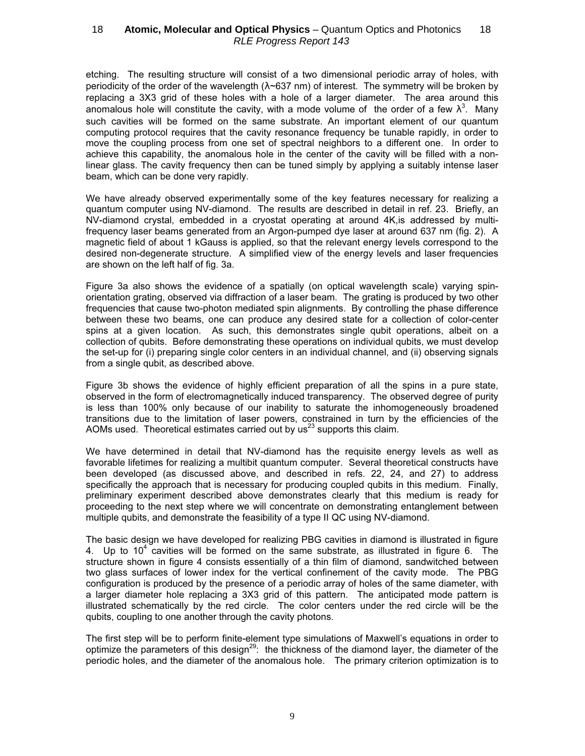etching. The resulting structure will consist of a two dimensional periodic array of holes, with periodicity of the order of the wavelength (λ~637 nm) of interest. The symmetry will be broken by replacing a 3X3 grid of these holes with a hole of a larger diameter. The area around this anomalous hole will constitute the cavity, with a mode volume of the order of a few $\lambda^3$. Many such cavities will be formed on the same substrate. An important element of our quantum computing protocol requires that the cavity resonance frequency be tunable rapidly, in order to move the coupling process from one set of spectral neighbors to a different one. In order to achieve this capability, the anomalous hole in the center of the cavity will be filled with a non-linear glass. The cavity frequency then can be tuned simply by applying a suitably intense laser beam, which can be done very rapidly.

We have already observed experimentally some of the key features necessary for realizing a quantum computer using NV-diamond. The results are described in detail in ref. 23. Briefly, an NV-diamond crystal, embedded in a cryostat operating at around 4K,is addressed by multi-frequency laser beams generated from an Argon-pumped dye laser at around 637 nm (fig. 2). A magnetic field of about 1 kGauss is applied, so that the relevant energy levels correspond to the desired non-degenerate structure. A simplified view of the energy levels and laser frequencies are shown on the left half of fig. 3a.

Figure 3a also shows the evidence of a spatially (on optical wavelength scale) varying spin-orientation grating, observed via diffraction of a laser beam. The grating is produced by two other frequencies that cause two-photon mediated spin alignments. By controlling the phase difference between these two beams, one can produce any desired state for a collection of color-center spins at a given location. As such, this demonstrates single qubit operations, albeit on a collection of qubits. Before demonstrating these operations on individual qubits, we must develop the set-up for (i) preparing single color centers in an individual channel, and (ii) observing signals from a single qubit, as described above.

Figure 3b shows the evidence of highly efficient preparation of all the spins in a pure state, observed in the form of electromagnetically induced transparency. The observed degree of purity is less than 100% only because of our inability to saturate the inhomogeneously broadened transitions due to the limitation of laser powers, constrained in turn by the efficiencies of the AOMs used. Theoretical estimates carried out by us[23] supports this claim.

We have determined in detail that NV-diamond has the requisite energy levels as well as favorable lifetimes for realizing a multibit quantum computer. Several theoretical constructs have been developed (as discussed above, and described in refs. 22, 24, and 27) to address specifically the approach that is necessary for producing coupled qubits in this medium. Finally, preliminary experiment described above demonstrates clearly that this medium is ready for proceeding to the next step where we will concentrate on demonstrating entanglement between multiple qubits, and demonstrate the feasibility of a type II QC using NV-diamond.

The basic design we have developed for realizing PBG cavities in diamond is illustrated in figure 4. Up to $10^4$ cavities will be formed on the same substrate, as illustrated in figure 6. The structure shown in figure 4 consists essentially of a thin film of diamond, sandwitched between two glass surfaces of lower index for the vertical confinement of the cavity mode. The PBG configuration is produced by the presence of a periodic array of holes of the same diameter, with a larger diameter hole replacing a 3X3 grid of this pattern. The anticipated mode pattern is illustrated schematically by the red circle. The color centers under the red circle will be the qubits, coupling to one another through the cavity photons.

The first step will be to perform finite-element type simulations of Maxwell's equations in order to optimize the parameters of this design[29]: the thickness of the diamond layer, the diameter of the periodic holes, and the diameter of the anomalous hole. The primary criterion optimization is to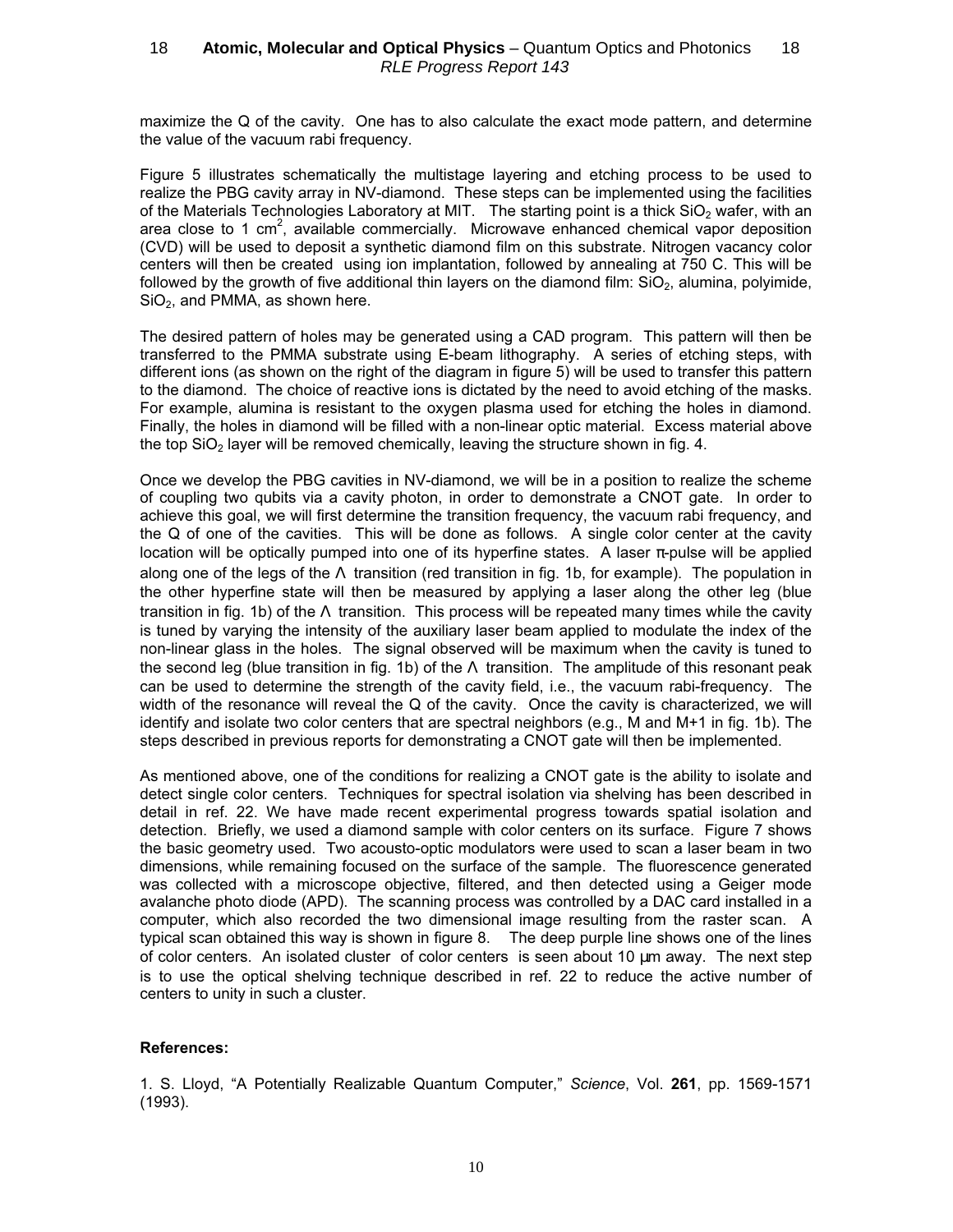maximize the Q of the cavity. One has to also calculate the exact mode pattern, and determine the value of the vacuum rabi frequency.

Figure 5 illustrates schematically the multistage layering and etching process to be used to realize the PBG cavity array in NV-diamond. These steps can be implemented using the facilities of the Materials Technologies Laboratory at MIT. The starting point is a thick $SiO_2$ wafer, with an area close to 1 $cm^2$, available commercially. Microwave enhanced chemical vapor deposition (CVD) will be used to deposit a synthetic diamond film on this substrate. Nitrogen vacancy color centers will then be created using ion implantation, followed by annealing at 750 C. This will be followed by the growth of five additional thin layers on the diamond film: $SiO_2$, alumina, polyimide, $SiO_2$, and PMMA, as shown here.

The desired pattern of holes may be generated using a CAD program. This pattern will then be transferred to the PMMA substrate using E-beam lithography. A series of etching steps, with different ions (as shown on the right of the diagram in figure 5) will be used to transfer this pattern to the diamond. The choice of reactive ions is dictated by the need to avoid etching of the masks. For example, alumina is resistant to the oxygen plasma used for etching the holes in diamond. Finally, the holes in diamond will be filled with a non-linear optic material. Excess material above the top $SiO_2$ layer will be removed chemically, leaving the structure shown in fig. 4.

Once we develop the PBG cavities in NV-diamond, we will be in a position to realize the scheme of coupling two qubits via a cavity photon, in order to demonstrate a CNOT gate. In order to achieve this goal, we will first determine the transition frequency, the vacuum rabi frequency, and the Q of one of the cavities. This will be done as follows. A single color center at the cavity location will be optically pumped into one of its hyperfine states. A laser π-pulse will be applied along one of the legs of the Λ transition (red transition in fig. 1b, for example). The population in the other hyperfine state will then be measured by applying a laser along the other leg (blue transition in fig. 1b) of the Λ transition. This process will be repeated many times while the cavity is tuned by varying the intensity of the auxiliary laser beam applied to modulate the index of the non-linear glass in the holes. The signal observed will be maximum when the cavity is tuned to the second leg (blue transition in fig. 1b) of the Λ transition. The amplitude of this resonant peak can be used to determine the strength of the cavity field, i.e., the vacuum rabi-frequency. The width of the resonance will reveal the Q of the cavity. Once the cavity is characterized, we will identify and isolate two color centers that are spectral neighbors (e.g., M and M+1 in fig. 1b). The steps described in previous reports for demonstrating a CNOT gate will then be implemented.

As mentioned above, one of the conditions for realizing a CNOT gate is the ability to isolate and detect single color centers. Techniques for spectral isolation via shelving has been described in detail in ref. 22. We have made recent experimental progress towards spatial isolation and detection. Briefly, we used a diamond sample with color centers on its surface. Figure 7 shows the basic geometry used. Two acousto-optic modulators were used to scan a laser beam in two dimensions, while remaining focused on the surface of the sample. The fluorescence generated was collected with a microscope objective, filtered, and then detected using a Geiger mode avalanche photo diode (APD). The scanning process was controlled by a DAC card installed in a computer, which also recorded the two dimensional image resulting from the raster scan. A typical scan obtained this way is shown in figure 8. The deep purple line shows one of the lines of color centers. An isolated cluster of color centers is seen about 10 μm away. The next step is to use the optical shelving technique described in ref. 22 to reduce the active number of centers to unity in such a cluster.

**References:**

1. S. Lloyd, "A Potentially Realizable Quantum Computer," *Science*, Vol. **261**, pp. 1569-1571 (1993).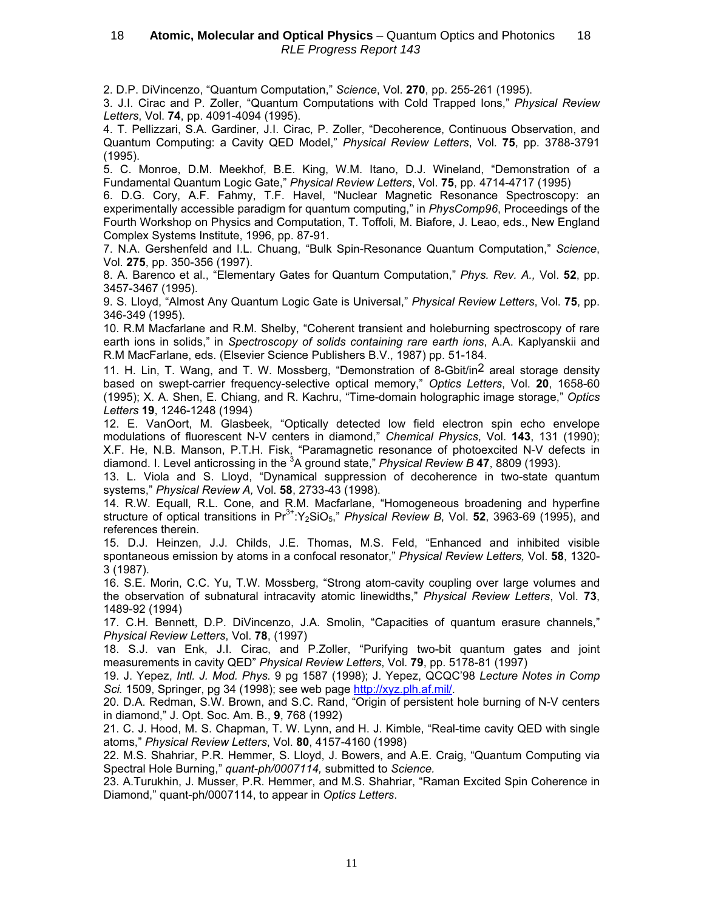2. D.P. DiVincenzo, “Quantum Computation,” *Science*, Vol. **270**, pp. 255-261 (1995).

3. J.I. Cirac and P. Zoller, “Quantum Computations with Cold Trapped Ions,” *Physical Review Letters*, Vol. **74**, pp. 4091-4094 (1995).

4. T. Pellizzari, S.A. Gardiner, J.I. Cirac, P. Zoller, “Decoherence, Continuous Observation, and Quantum Computing: a Cavity QED Model,” *Physical Review Letters*, Vol. **75**, pp. 3788-3791 (1995).

5. C. Monroe, D.M. Meekhof, B.E. King, W.M. Itano, D.J. Wineland, “Demonstration of a Fundamental Quantum Logic Gate,” *Physical Review Letters*, Vol. **75**, pp. 4714-4717 (1995)

6. D.G. Cory, A.F. Fahmy, T.F. Havel, “Nuclear Magnetic Resonance Spectroscopy: an experimentally accessible paradigm for quantum computing,” in *PhysComp96*, Proceedings of the Fourth Workshop on Physics and Computation, T. Toffoli, M. Biafore, J. Leao, eds., New England Complex Systems Institute, 1996, pp. 87-91.

7. N.A. Gershenfeld and I.L. Chuang, “Bulk Spin-Resonance Quantum Computation,” *Science*, Vol. **275**, pp. 350-356 (1997).

8. A. Barenco et al., “Elementary Gates for Quantum Computation,” *Phys. Rev. A.,* Vol. **52**, pp. 3457-3467 (1995).

9. S. Lloyd, “Almost Any Quantum Logic Gate is Universal,” *Physical Review Letters*, Vol. **75**, pp. 346-349 (1995).

10. R.M Macfarlane and R.M. Shelby, “Coherent transient and holeburning spectroscopy of rare earth ions in solids,” in *Spectroscopy of solids containing rare earth ions*, A.A. Kaplyanskii and R.M MacFarlane, eds. (Elsevier Science Publishers B.V., 1987) pp. 51-184.

11. H. Lin, T. Wang, and T. W. Mossberg, “Demonstration of 8-Gbit/in$^2$ areal storage density based on swept-carrier frequency-selective optical memory,” *Optics Letters*, Vol. **20**, 1658-60 (1995); X. A. Shen, E. Chiang, and R. Kachru, “Time-domain holographic image storage,” *Optics Letters* **19**, 1246-1248 (1994)

12. E. VanOort, M. Glasbeek, “Optically detected low field electron spin echo envelope modulations of fluorescent N-V centers in diamond,” *Chemical Physics*, Vol. **143**, 131 (1990); X.F. He, N.B. Manson, P.T.H. Fisk, “Paramagnetic resonance of photoexcited N-V defects in diamond. I. Level anticrossing in the $^3$A ground state,” *Physical Review B* **47**, 8809 (1993).

13. L. Viola and S. Lloyd, “Dynamical suppression of decoherence in two-state quantum systems,” *Physical Review A,* Vol. **58**, 2733-43 (1998).

14. R.W. Equall, R.L. Cone, and R.M. Macfarlane, “Homogeneous broadening and hyperfine structure of optical transitions in $Pr^{3+}$:$Y_2SiO_5$,” *Physical Review B*, Vol. **52**, 3963-69 (1995), and references therein.

15. D.J. Heinzen, J.J. Childs, J.E. Thomas, M.S. Feld, “Enhanced and inhibited visible spontaneous emission by atoms in a confocal resonator,” *Physical Review Letters,* Vol. **58**, 1320-3 (1987).

16. S.E. Morin, C.C. Yu, T.W. Mossberg, “Strong atom-cavity coupling over large volumes and the observation of subnatural intracavity atomic linewidths,” *Physical Review Letters*, Vol. **73**, 1489-92 (1994)

17. C.H. Bennett, D.P. DiVincenzo, J.A. Smolin, “Capacities of quantum erasure channels,” *Physical Review Letters*, Vol. **78**, (1997)

18. S.J. van Enk, J.I. Cirac, and P.Zoller, “Purifying two-bit quantum gates and joint measurements in cavity QED” *Physical Review Letters*, Vol. **79**, pp. 5178-81 (1997)

19. J. Yepez, *Intl. J. Mod. Phys.* 9 pg 1587 (1998); J. Yepez, QCQC’98 *Lecture Notes in Comp Sci.* 1509, Springer, pg 34 (1998); see web page http://xyz.plh.af.mil/.

20. D.A. Redman, S.W. Brown, and S.C. Rand, “Origin of persistent hole burning of N-V centers in diamond,” J. Opt. Soc. Am. B., **9**, 768 (1992)

21. C. J. Hood, M. S. Chapman, T. W. Lynn, and H. J. Kimble, “Real-time cavity QED with single atoms,” *Physical Review Letters*, Vol. **80**, 4157-4160 (1998)

22. M.S. Shahriar, P.R. Hemmer, S. Lloyd, J. Bowers, and A.E. Craig, “Quantum Computing via Spectral Hole Burning,” *quant-ph/0007114,* submitted to *Science.*

23. A.Turukhin, J. Musser, P.R. Hemmer, and M.S. Shahriar, “Raman Excited Spin Coherence in Diamond,” quant-ph/0007114, to appear in *Optics Letters*.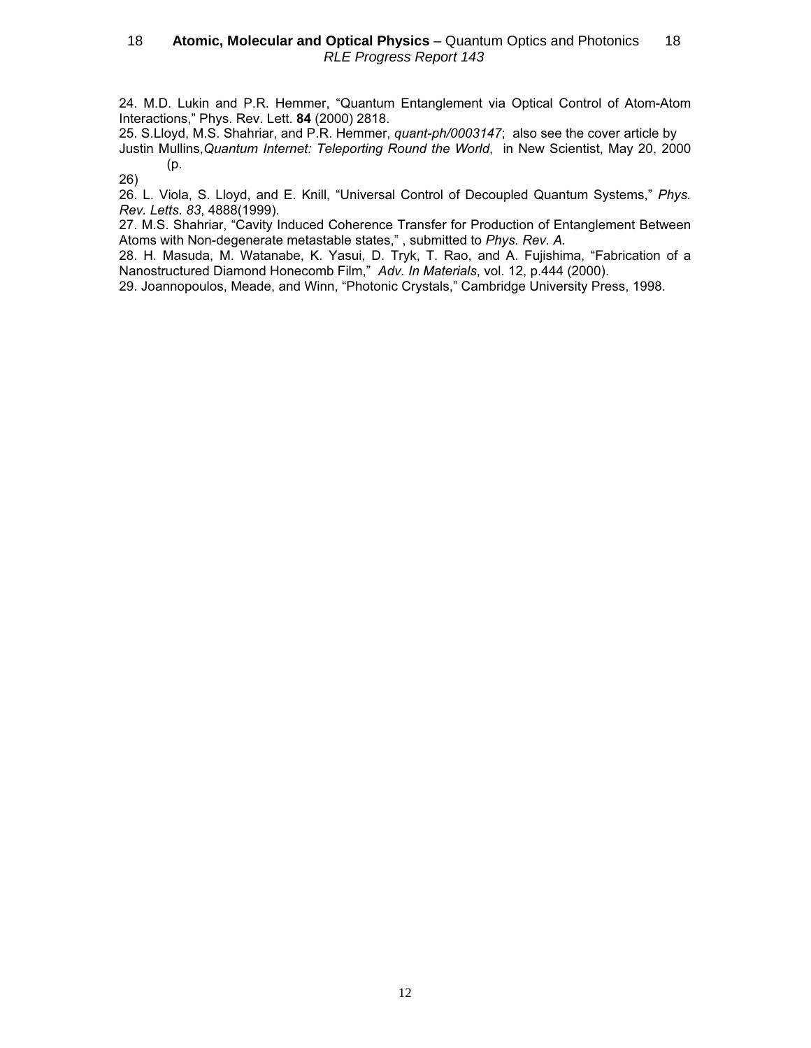24. M.D. Lukin and P.R. Hemmer, "Quantum Entanglement via Optical Control of Atom-Atom Interactions," Phys. Rev. Lett. **84** (2000) 2818.

25. S.Lloyd, M.S. Shahriar, and P.R. Hemmer, *quant-ph/0003147*; also see the cover article by Justin Mullins, *Quantum Internet: Teleporting Round the World*, in New Scientist, May 20, 2000 (p. 26)

26. L. Viola, S. Lloyd, and E. Knill, "Universal Control of Decoupled Quantum Systems," *Phys. Rev. Letts. 83*, 4888(1999).

27. M.S. Shahriar, "Cavity Induced Coherence Transfer for Production of Entanglement Between Atoms with Non-degenerate metastable states," , submitted to *Phys. Rev. A.*

28. H. Masuda, M. Watanabe, K. Yasui, D. Tryk, T. Rao, and A. Fujishima, "Fabrication of a Nanostructured Diamond Honecomb Film," *Adv. In Materials*, vol. 12, p.444 (2000).

29. Joannopoulos, Meade, and Winn, "Photonic Crystals," Cambridge University Press, 1998.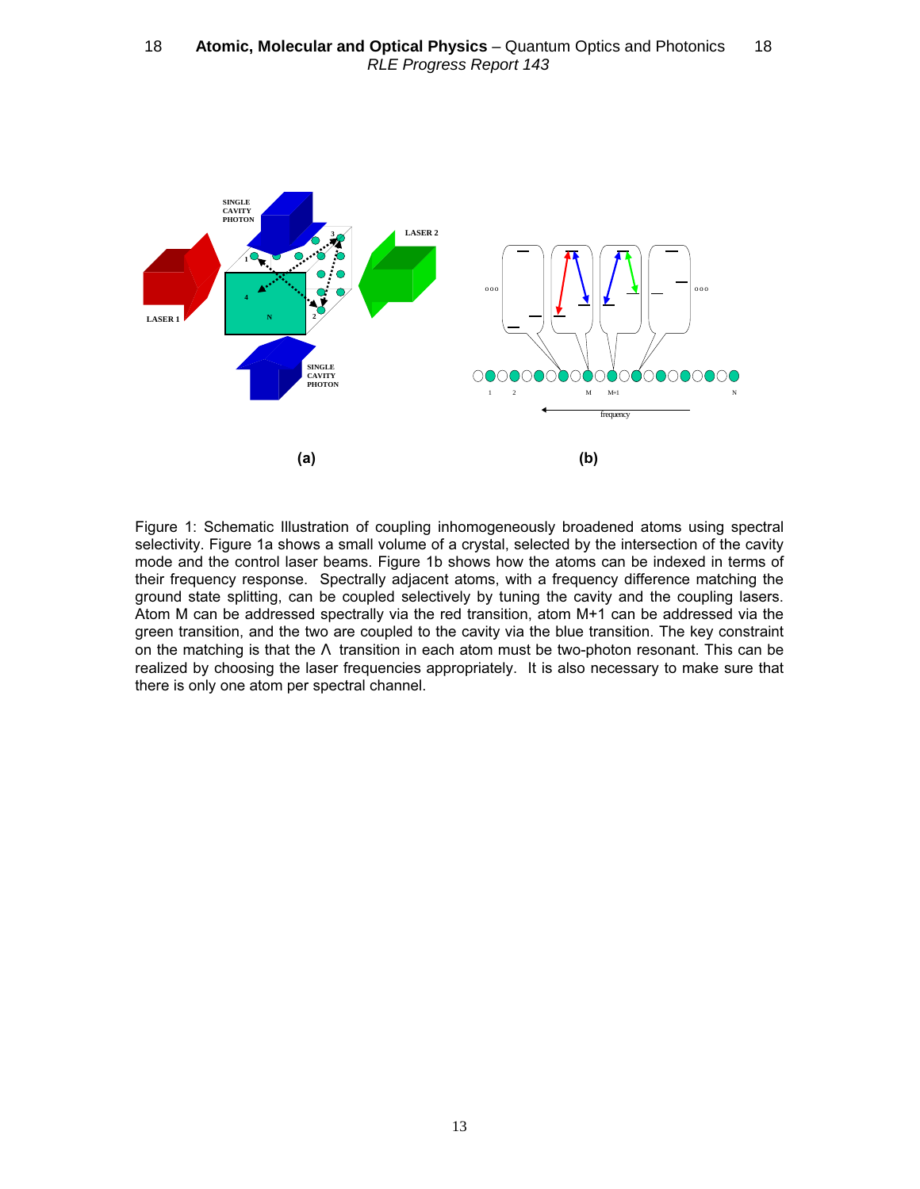(a)

(b)

Figure 1: Schematic Illustration of coupling inhomogeneously broadened atoms using spectral selectivity. Figure 1a shows a small volume of a crystal, selected by the intersection of the cavity mode and the control laser beams. Figure 1b shows how the atoms can be indexed in terms of their frequency response. Spectrally adjacent atoms, with a frequency difference matching the ground state splitting, can be coupled selectively by tuning the cavity and the coupling lasers. Atom M can be addressed spectrally via the red transition, atom M+1 can be addressed via the green transition, and the two are coupled to the cavity via the blue transition. The key constraint on the matching is that the Λ transition in each atom must be two-photon resonant. This can be realized by choosing the laser frequencies appropriately. It is also necessary to make sure that there is only one atom per spectral channel.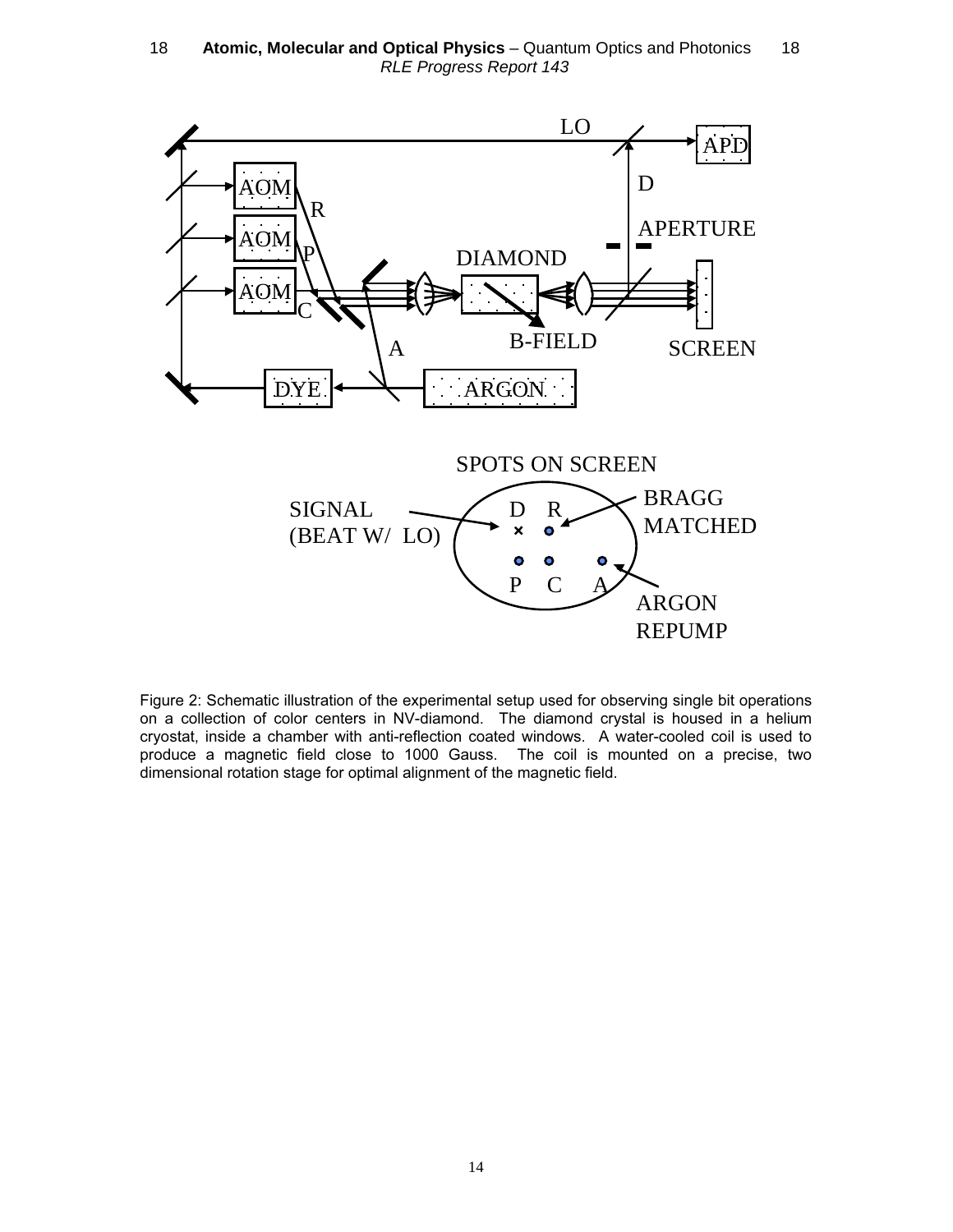Figure 2: Schematic illustration of the experimental setup used for observing single bit operations on a collection of color centers in NV-diamond. The diamond crystal is housed in a helium cryostat, inside a chamber with anti-reflection coated windows. A water-cooled coil is used to produce a magnetic field close to 1000 Gauss. The coil is mounted on a precise, two dimensional rotation stage for optimal alignment of the magnetic field.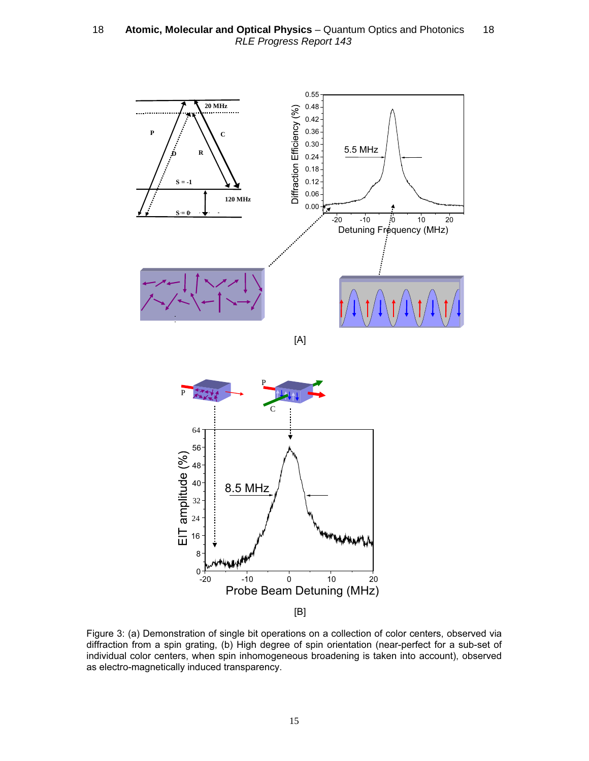[A]

[B]

Figure 3: (a) Demonstration of single bit operations on a collection of color centers, observed via diffraction from a spin grating, (b) High degree of spin orientation (near-perfect for a sub-set of individual color centers, when spin inhomogeneous broadening is taken into account), observed as electro-magnetically induced transparency.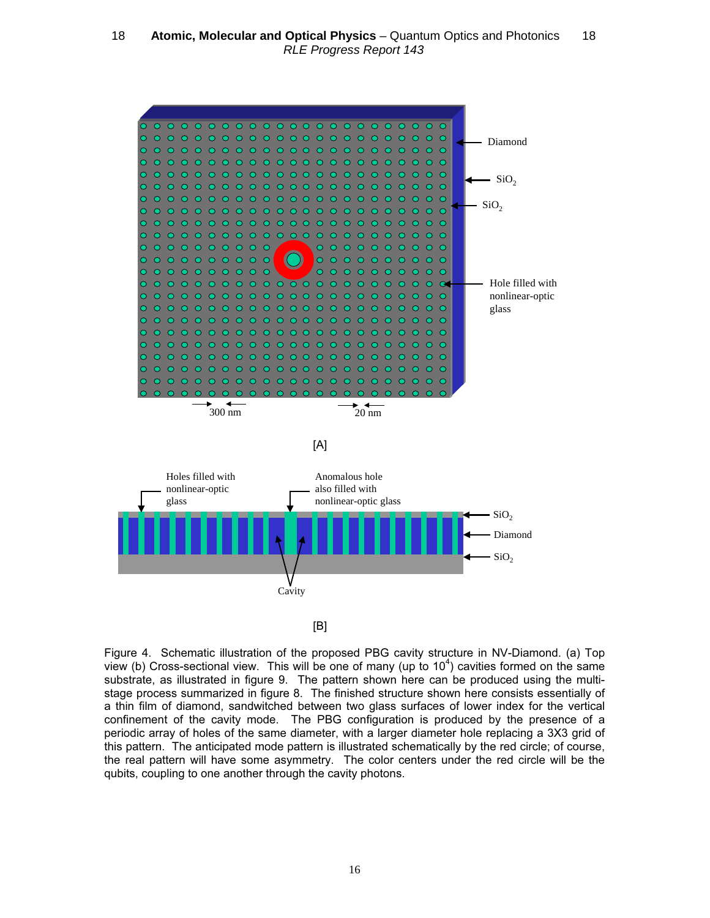Figure 4. Schematic illustration of the proposed PBG cavity structure in NV-Diamond. (a) Top view (b) Cross-sectional view. This will be one of many (up to $10^4$) cavities formed on the same substrate, as illustrated in figure 9. The pattern shown here can be produced using the multi-stage process summarized in figure 8. The finished structure shown here consists essentially of a thin film of diamond, sandwitched between two glass surfaces of lower index for the vertical confinement of the cavity mode. The PBG configuration is produced by the presence of a periodic array of holes of the same diameter, with a larger diameter hole replacing a 3X3 grid of this pattern. The anticipated mode pattern is illustrated schematically by the red circle; of course, the real pattern will have some asymmetry. The color centers under the red circle will be the qubits, coupling to one another through the cavity photons.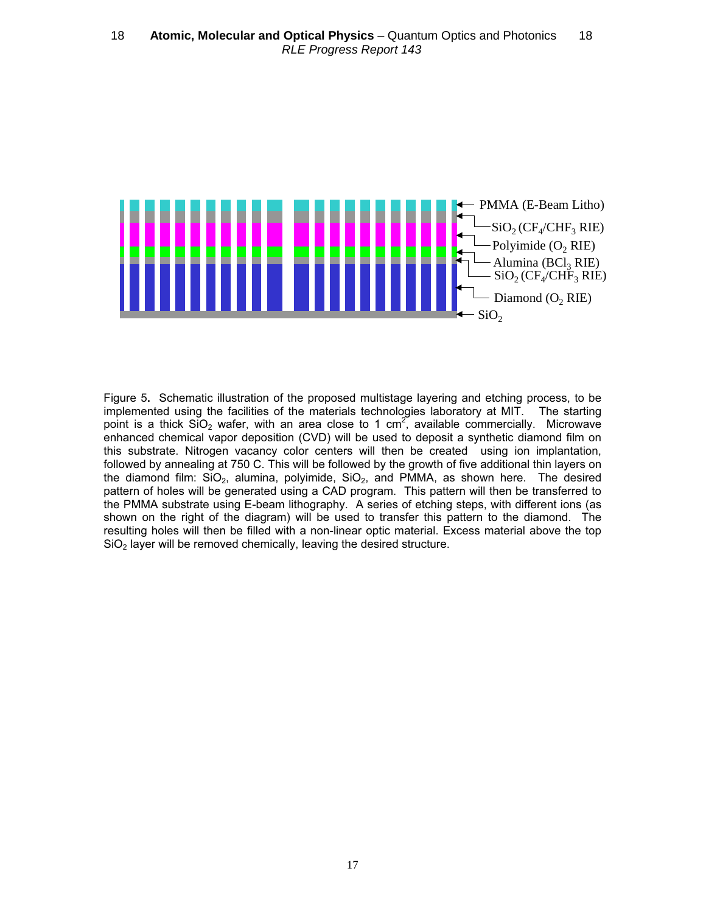PMMA (E-Beam Litho)

$SiO_2$ ($CF_4$/$CHF_3$ RIE)

Polyimide ($O_2$ RIE)

Alumina ($BCl_3$ RIE)

$SiO_2$ ($CF_4$/$CHF_3$ RIE)

Diamond ($O_2$ RIE)

$SiO_2$

Figure 5. Schematic illustration of the proposed multistage layering and etching process, to be implemented using the facilities of the materials technologies laboratory at MIT. The starting point is a thick $SiO_2$ wafer, with an area close to 1 $cm^2$, available commercially. Microwave enhanced chemical vapor deposition (CVD) will be used to deposit a synthetic diamond film on this substrate. Nitrogen vacancy color centers will then be created using ion implantation, followed by annealing at 750 C. This will be followed by the growth of five additional thin layers on the diamond film: $SiO_2$, alumina, polyimide, $SiO_2$, and PMMA, as shown here. The desired pattern of holes will be generated using a CAD program. This pattern will then be transferred to the PMMA substrate using E-beam lithography. A series of etching steps, with different ions (as shown on the right of the diagram) will be used to transfer this pattern to the diamond. The resulting holes will then be filled with a non-linear optic material. Excess material above the top $SiO_2$ layer will be removed chemically, leaving the desired structure.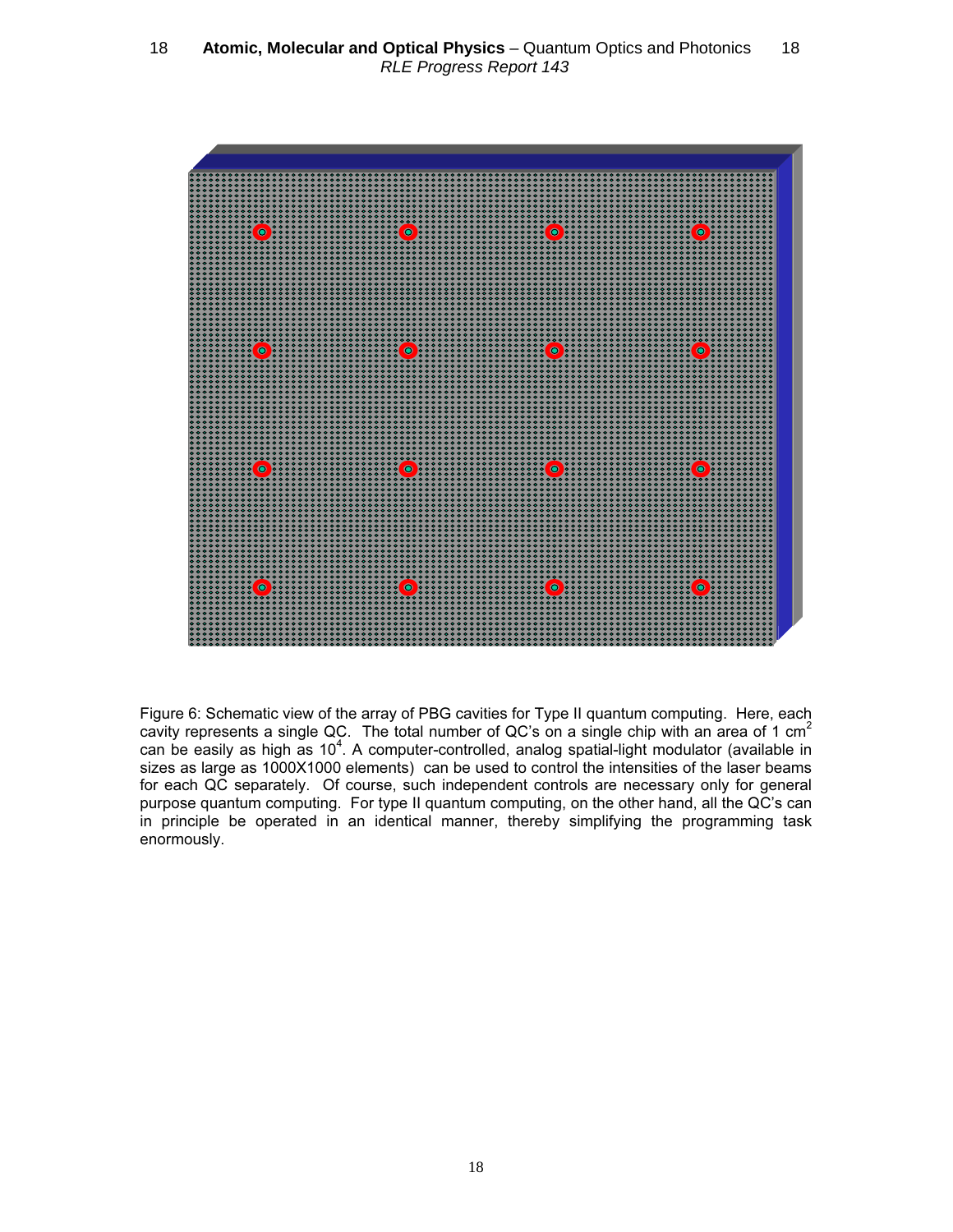Figure 6: Schematic view of the array of PBG cavities for Type II quantum computing. Here, each cavity represents a single QC. The total number of QC's on a single chip with an area of 1 $cm^2$ can be easily as high as $10^4$. A computer-controlled, analog spatial-light modulator (available in sizes as large as 1000X1000 elements) can be used to control the intensities of the laser beams for each QC separately. Of course, such independent controls are necessary only for general purpose quantum computing. For type II quantum computing, on the other hand, all the QC's can in principle be operated in an identical manner, thereby simplifying the programming task enormously.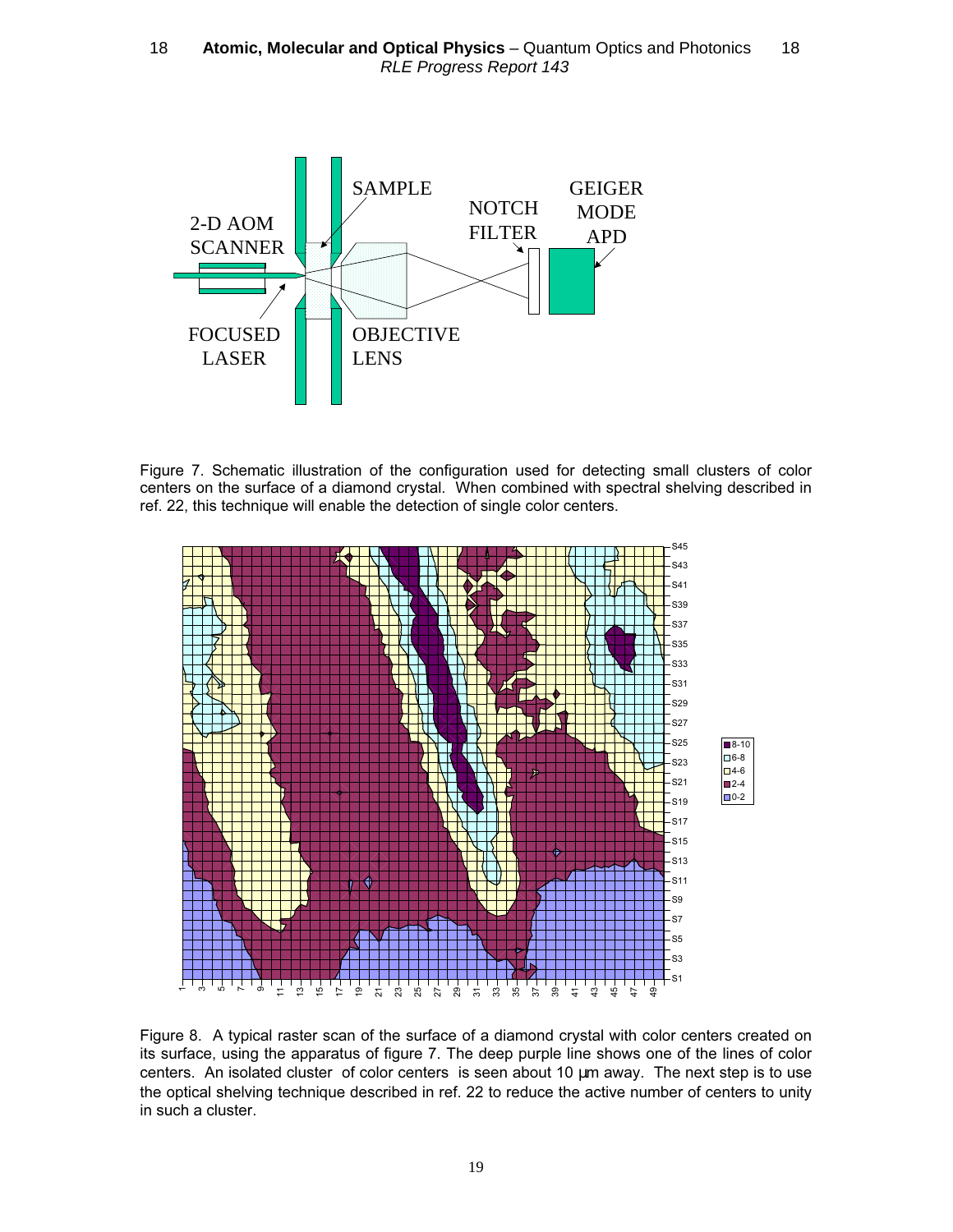Figure 7. Schematic illustration of the configuration used for detecting small clusters of color centers on the surface of a diamond crystal. When combined with spectral shelving described in ref. 22, this technique will enable the detection of single color centers.

Figure 8. A typical raster scan of the surface of a diamond crystal with color centers created on its surface, using the apparatus of figure 7. The deep purple line shows one of the lines of color centers. An isolated cluster of color centers is seen about 10 μm away. The next step is to use the optical shelving technique described in ref. 22 to reduce the active number of centers to unity in such a cluster.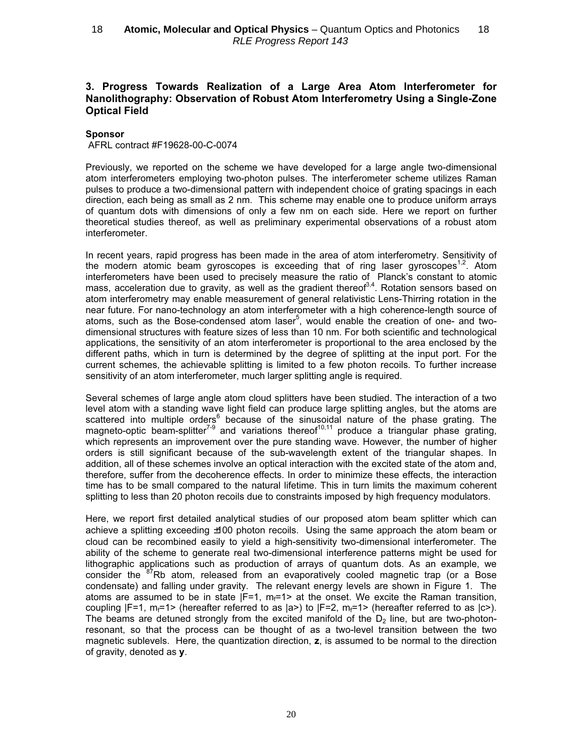## 3. Progress Towards Realization of a Large Area Atom Interferometer for Nanolithography: Observation of Robust Atom Interferometry Using a Single-Zone Optical Field

**Sponsor**

AFRL contract #F19628-00-C-0074

Previously, we reported on the scheme we have developed for a large angle two-dimensional atom interferometers employing two-photon pulses. The interferometer scheme utilizes Raman pulses to produce a two-dimensional pattern with independent choice of grating spacings in each direction, each being as small as 2 nm. This scheme may enable one to produce uniform arrays of quantum dots with dimensions of only a few nm on each side. Here we report on further theoretical studies thereof, as well as preliminary experimental observations of a robust atom interferometer.

In recent years, rapid progress has been made in the area of atom interferometry. Sensitivity of the modern atomic beam gyroscopes is exceeding that of ring laser gyroscopes[1,2]. Atom interferometers have been used to precisely measure the ratio of Planck's constant to atomic mass, acceleration due to gravity, as well as the gradient thereof[3,4]. Rotation sensors based on atom interferometry may enable measurement of general relativistic Lens-Thirring rotation in the near future. For nano-technology an atom interferometer with a high coherence-length source of atoms, such as the Bose-condensed atom laser[5], would enable the creation of one- and two-dimensional structures with feature sizes of less than 10 nm. For both scientific and technological applications, the sensitivity of an atom interferometer is proportional to the area enclosed by the different paths, which in turn is determined by the degree of splitting at the input port. For the current schemes, the achievable splitting is limited to a few photon recoils. To further increase sensitivity of an atom interferometer, much larger splitting angle is required.

Several schemes of large angle atom cloud splitters have been studied. The interaction of a two level atom with a standing wave light field can produce large splitting angles, but the atoms are scattered into multiple orders[6] because of the sinusoidal nature of the phase grating. The magneto-optic beam-splitter[7-9] and variations thereof[10,11] produce a triangular phase grating, which represents an improvement over the pure standing wave. However, the number of higher orders is still significant because of the sub-wavelength extent of the triangular shapes. In addition, all of these schemes involve an optical interaction with the excited state of the atom and, therefore, suffer from the decoherence effects. In order to minimize these effects, the interaction time has to be small compared to the natural lifetime. This in turn limits the maximum coherent splitting to less than 20 photon recoils due to constraints imposed by high frequency modulators.

Here, we report first detailed analytical studies of our proposed atom beam splitter which can achieve a splitting exceeding $\pm$100 photon recoils. Using the same approach the atom beam or cloud can be recombined easily to yield a high-sensitivity two-dimensional interferometer. The ability of the scheme to generate real two-dimensional interference patterns might be used for lithographic applications such as production of arrays of quantum dots. As an example, we consider the $^{87}$Rb atom, released from an evaporatively cooled magnetic trap (or a Bose condensate) and falling under gravity. The relevant energy levels are shown in Figure 1. The atoms are assumed to be in state $|F=1, m_f=1\rangle$ at the onset. We excite the Raman transition, coupling $|F=1, m_f=1\rangle$ (hereafter referred to as $|a\rangle$) to $|F=2, m_f=1\rangle$ (hereafter referred to as $|c\rangle$). The beams are detuned strongly from the excited manifold of the $D_2$ line, but are two-photon-resonant, so that the process can be thought of as a two-level transition between the two magnetic sublevels. Here, the quantization direction, **z**, is assumed to be normal to the direction of gravity, denoted as **y**.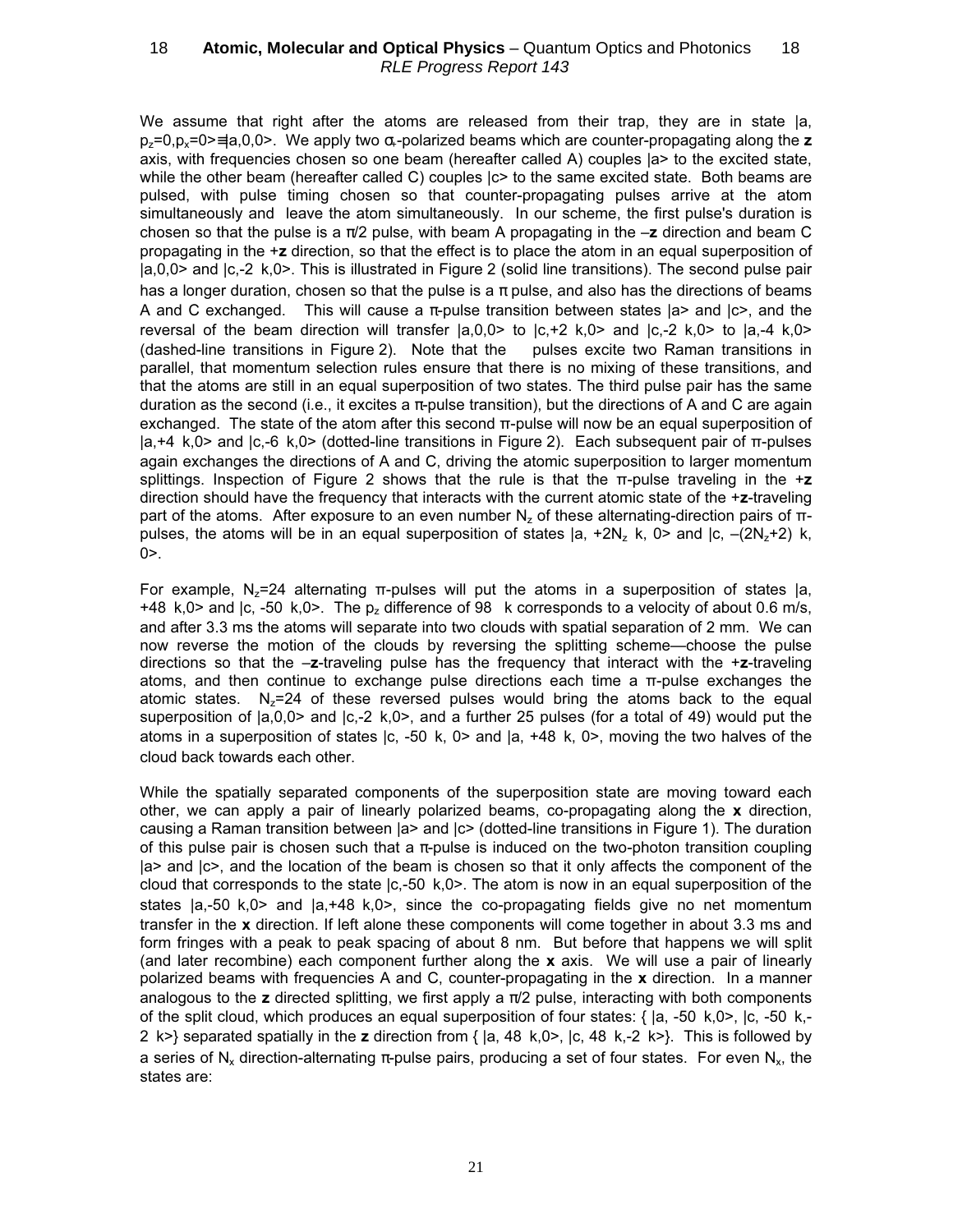We assume that right after the atoms are released from their trap, they are in state |a, $p_z$=0,$p_x$=0>≡|a,0,0>. We apply two $\sigma_+$-polarized beams which are counter-propagating along the **z** axis, with frequencies chosen so one beam (hereafter called A) couples |a> to the excited state, while the other beam (hereafter called C) couples |c> to the same excited state. Both beams are pulsed, with pulse timing chosen so that counter-propagating pulses arrive at the atom simultaneously and leave the atom simultaneously. In our scheme, the first pulse's duration is chosen so that the pulse is a π/2 pulse, with beam A propagating in the –**z** direction and beam C propagating in the +**z** direction, so that the effect is to place the atom in an equal superposition of |a,0,0> and |c,-2 k,0>. This is illustrated in Figure 2 (solid line transitions). The second pulse pair has a longer duration, chosen so that the pulse is a π pulse, and also has the directions of beams A and C exchanged. This will cause a π-pulse transition between states |a> and |c>, and the reversal of the beam direction will transfer |a,0,0> to |c,+2 k,0> and |c,-2 k,0> to |a,-4 k,0> (dashed-line transitions in Figure 2). Note that the pulses excite two Raman transitions in parallel, that momentum selection rules ensure that there is no mixing of these transitions, and that the atoms are still in an equal superposition of two states. The third pulse pair has the same duration as the second (i.e., it excites a π-pulse transition), but the directions of A and C are again exchanged. The state of the atom after this second π-pulse will now be an equal superposition of |a,+4 k,0> and |c,-6 k,0> (dotted-line transitions in Figure 2). Each subsequent pair of π-pulses again exchanges the directions of A and C, driving the atomic superposition to larger momentum splittings. Inspection of Figure 2 shows that the rule is that the π-pulse traveling in the +**z** direction should have the frequency that interacts with the current atomic state of the +**z**-traveling part of the atoms. After exposure to an even number $N_z$ of these alternating-direction pairs of π-pulses, the atoms will be in an equal superposition of states |a, +2$N_z$ k, 0> and |c, –(2$N_z$+2) k, 0>.

For example, $N_z$=24 alternating π-pulses will put the atoms in a superposition of states |a, +48 k,0> and |c, -50 k,0>. The $p_z$ difference of 98 k corresponds to a velocity of about 0.6 m/s, and after 3.3 ms the atoms will separate into two clouds with spatial separation of 2 mm. We can now reverse the motion of the clouds by reversing the splitting scheme—choose the pulse directions so that the –**z**-traveling pulse has the frequency that interact with the +**z**-traveling atoms, and then continue to exchange pulse directions each time a π-pulse exchanges the atomic states. $N_z$=24 of these reversed pulses would bring the atoms back to the equal superposition of |a,0,0> and |c,-2 k,0>, and a further 25 pulses (for a total of 49) would put the atoms in a superposition of states |c, -50 k, 0> and |a, +48 k, 0>, moving the two halves of the cloud back towards each other.

While the spatially separated components of the superposition state are moving toward each other, we can apply a pair of linearly polarized beams, co-propagating along the **x** direction, causing a Raman transition between |a> and |c> (dotted-line transitions in Figure 1). The duration of this pulse pair is chosen such that a π-pulse is induced on the two-photon transition coupling |a> and |c>, and the location of the beam is chosen so that it only affects the component of the cloud that corresponds to the state |c,-50 k,0>. The atom is now in an equal superposition of the states |a,-50 k,0> and |a,+48 k,0>, since the co-propagating fields give no net momentum transfer in the **x** direction. If left alone these components will come together in about 3.3 ms and form fringes with a peak to peak spacing of about 8 nm. But before that happens we will split (and later recombine) each component further along the **x** axis. We will use a pair of linearly polarized beams with frequencies A and C, counter-propagating in the **x** direction. In a manner analogous to the **z** directed splitting, we first apply a π/2 pulse, interacting with both components of the split cloud, which produces an equal superposition of four states: { |a, -50 k,0>, |c, -50 k,-2 k>} separated spatially in the **z** direction from { |a, 48 k,0>, |c, 48 k,-2 k>}. This is followed by a series of $N_x$ direction-alternating π-pulse pairs, producing a set of four states. For even $N_x$, the states are: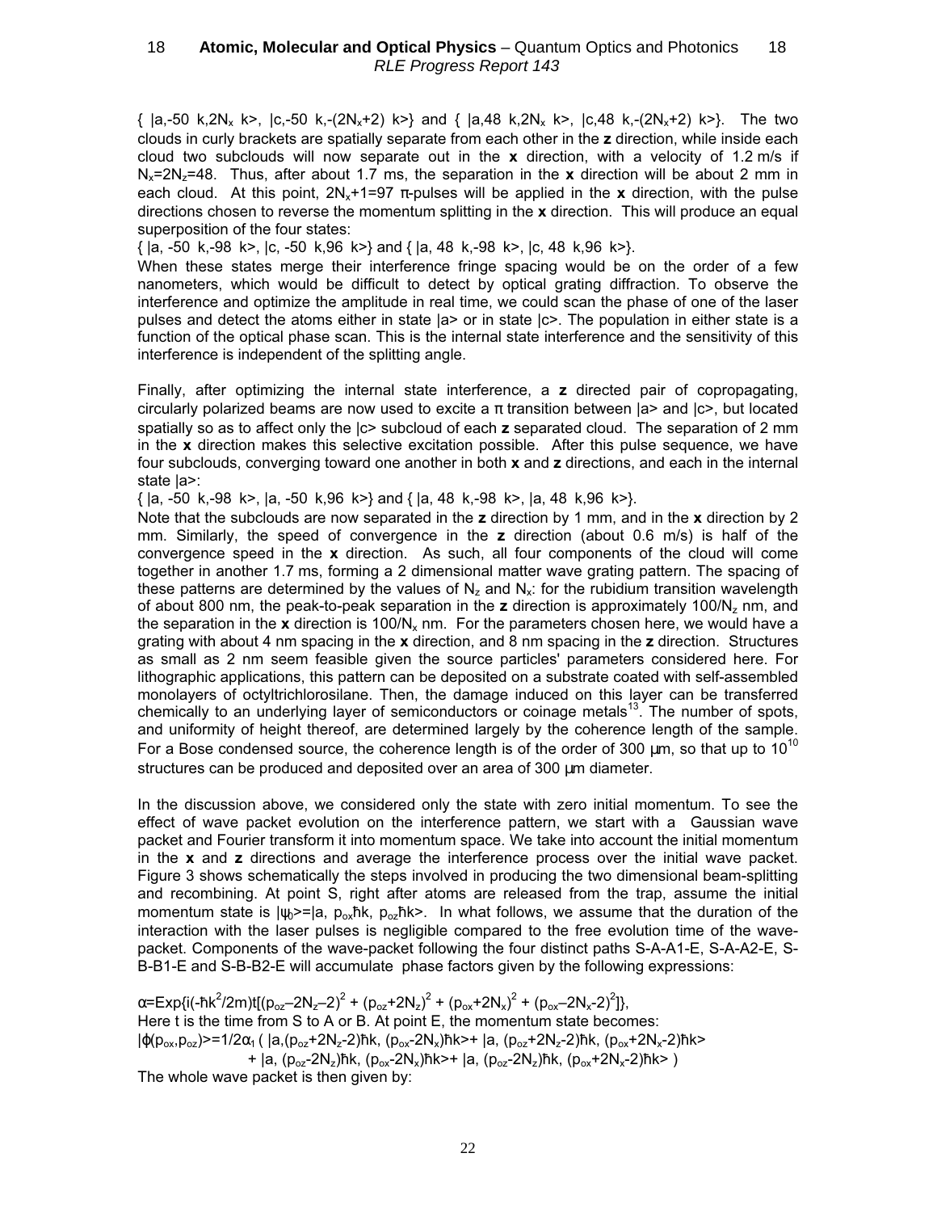{ $|a,-50\ k,2N_x\ k\rangle$, $|c,-50\ k,-(2N_x+2)\ k\rangle$} and { $|a,48\ k,2N_x\ k\rangle$, $|c,48\ k,-(2N_x+2)\ k\rangle$}. The two clouds in curly brackets are spatially separate from each other in the **z** direction, while inside each cloud two subclouds will now separate out in the **x** direction, with a velocity of 1.2 m/s if $N_x=2N_z=48$. Thus, after about 1.7 ms, the separation in the **x** direction will be about 2 mm in each cloud. At this point, $2N_x+1=97$ π-pulses will be applied in the **x** direction, with the pulse directions chosen to reverse the momentum splitting in the **x** direction. This will produce an equal superposition of the four states:

{ $|a,-50\ k,-98\ k\rangle$, $|c,-50\ k,96\ k\rangle$} and { $|a,48\ k,-98\ k\rangle$, $|c,48\ k,96\ k\rangle$}.

When these states merge their interference fringe spacing would be on the order of a few nanometers, which would be difficult to detect by optical grating diffraction. To observe the interference and optimize the amplitude in real time, we could scan the phase of one of the laser pulses and detect the atoms either in state $|a\rangle$ or in state $|c\rangle$. The population in either state is a function of the optical phase scan. This is the internal state interference and the sensitivity of this interference is independent of the splitting angle.

Finally, after optimizing the internal state interference, a **z** directed pair of copropagating, circularly polarized beams are now used to excite a π transition between $|a\rangle$ and $|c\rangle$, but located spatially so as to affect only the $|c\rangle$ subcloud of each **z** separated cloud. The separation of 2 mm in the **x** direction makes this selective excitation possible. After this pulse sequence, we have four subclouds, converging toward one another in both **x** and **z** directions, and each in the internal state $|a\rangle$:

{ $|a,-50\ k,-98\ k\rangle$, $|a,-50\ k,96\ k\rangle$} and { $|a,48\ k,-98\ k\rangle$, $|a,48\ k,96\ k\rangle$}.

Note that the subclouds are now separated in the **z** direction by 1 mm, and in the **x** direction by 2 mm. Similarly, the speed of convergence in the **z** direction (about 0.6 m/s) is half of the convergence speed in the **x** direction. As such, all four components of the cloud will come together in another 1.7 ms, forming a 2 dimensional matter wave grating pattern. The spacing of these patterns are determined by the values of $N_z$ and $N_x$: for the rubidium transition wavelength of about 800 nm, the peak-to-peak separation in the **z** direction is approximately $100/N_z$ nm, and the separation in the **x** direction is $100/N_x$ nm. For the parameters chosen here, we would have a grating with about 4 nm spacing in the **x** direction, and 8 nm spacing in the **z** direction. Structures as small as 2 nm seem feasible given the source particles' parameters considered here. For lithographic applications, this pattern can be deposited on a substrate coated with self-assembled monolayers of octyltrichlorosilane. Then, the damage induced on this layer can be transferred chemically to an underlying layer of semiconductors or coinage metals[13]. The number of spots, and uniformity of height thereof, are determined largely by the coherence length of the sample. For a Bose condensed source, the coherence length is of the order of 300 μm, so that up to $10^{10}$ structures can be produced and deposited over an area of 300 μm diameter.

In the discussion above, we considered only the state with zero initial momentum. To see the effect of wave packet evolution on the interference pattern, we start with a Gaussian wave packet and Fourier transform it into momentum space. We take into account the initial momentum in the **x** and **z** directions and average the interference process over the initial wave packet. Figure 3 shows schematically the steps involved in producing the two dimensional beam-splitting and recombining. At point S, right after atoms are released from the trap, assume the initial momentum state is $|\psi_0\rangle=|a,\ p_{ox}\hbar k,\ p_{oz}\hbar k\rangle$. In what follows, we assume that the duration of the interaction with the laser pulses is negligible compared to the free evolution time of the wave-packet. Components of the wave-packet following the four distinct paths S-A-A1-E, S-A-A2-E, S-B-B1-E and S-B-B2-E will accumulate phase factors given by the following expressions:

$$\alpha=\mathrm{Exp}\{i(-\hbar k^2/2m)t[(p_{oz}-2N_z-2)^2 + (p_{oz}+2N_z)^2 + (p_{ox}+2N_x)^2 + (p_{ox}-2N_x-2)^2]\},$$

Here t is the time from S to A or B. At point E, the momentum state becomes:

$$|\phi(p_{ox},p_{oz})\rangle=1/2\alpha_1\,(\,|a,(p_{oz}+2N_z-2)\hbar k,\ (p_{ox}-2N_x)\hbar k\rangle+|a,\ (p_{oz}+2N_z-2)\hbar k,\ (p_{ox}+2N_x-2)\hbar k\rangle$$
$$+\,|a,\ (p_{oz}-2N_z)\hbar k,\ (p_{ox}-2N_x)\hbar k\rangle+|a,\ (p_{oz}-2N_z)\hbar k,\ (p_{ox}+2N_x-2)\hbar k\rangle\,)$$

The whole wave packet is then given by: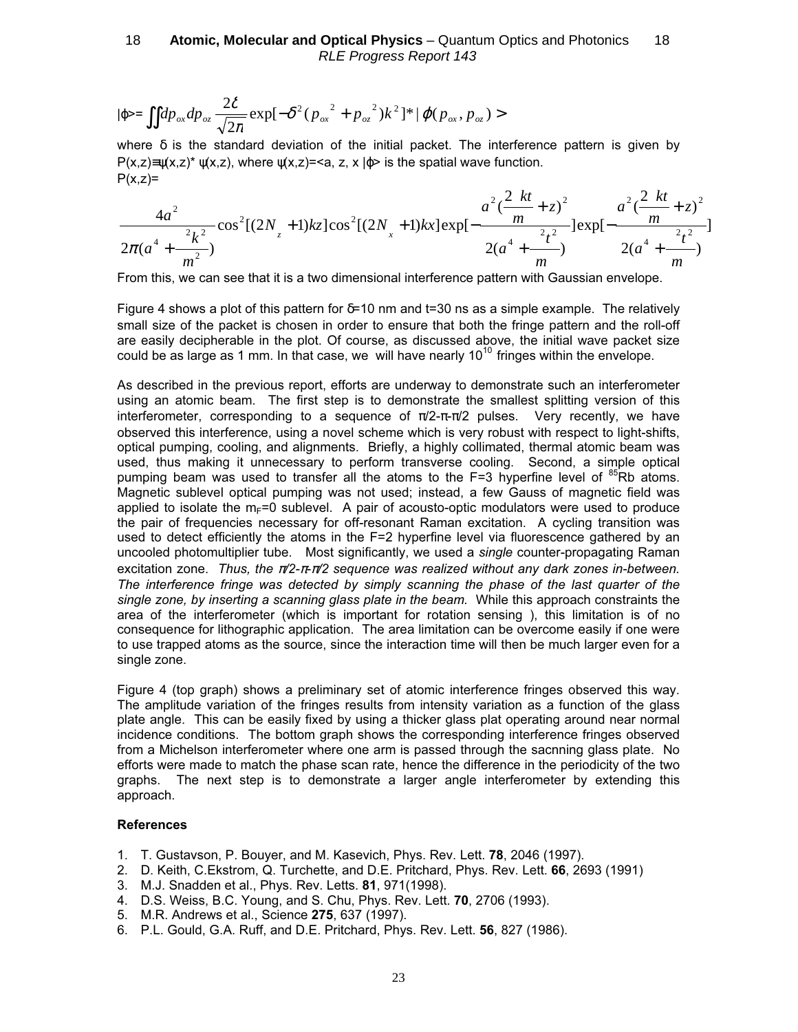$$|\phi\rangle = \iint dp_{ox} dp_{oz} \frac{2\ell}{\sqrt{2\pi}} \exp[-\delta^2 (p_{ox}{}^2 + p_{oz}{}^2) k^2]^* | \varphi(p_{ox}, p_{oz}) >$$

where δ is the standard deviation of the initial packet. The interference pattern is given by P(x,z)≡ψ(x,z)* ψ(x,z), where ψ(x,z)=<a, z, x |ϕ> is the spatial wave function.

P(x,z)=

$$\frac{4a^2}{2\pi(a^4 + \frac{^2k^2}{m^2})} \cos^2[(2N_z + 1)kz] \cos^2[(2N_x + 1)kx] \exp[-\frac{a^2(\frac{2\ kt}{m} + z)^2}{2(a^4 + \frac{^2t^2}{m})}] \exp[-\frac{a^2(\frac{2\ kt}{m} + z)^2}{2(a^4 + \frac{^2t^2}{m})}]$$

From this, we can see that it is a two dimensional interference pattern with Gaussian envelope.

Figure 4 shows a plot of this pattern for δ=10 nm and t=30 ns as a simple example. The relatively small size of the packet is chosen in order to ensure that both the fringe pattern and the roll-off are easily decipherable in the plot. Of course, as discussed above, the initial wave packet size could be as large as 1 mm. In that case, we will have nearly $10^{10}$ fringes within the envelope.

As described in the previous report, efforts are underway to demonstrate such an interferometer using an atomic beam. The first step is to demonstrate the smallest splitting version of this interferometer, corresponding to a sequence of π/2-π-π/2 pulses. Very recently, we have observed this interference, using a novel scheme which is very robust with respect to light-shifts, optical pumping, cooling, and alignments. Briefly, a highly collimated, thermal atomic beam was used, thus making it unnecessary to perform transverse cooling. Second, a simple optical pumping beam was used to transfer all the atoms to the F=3 hyperfine level of $^{85}$Rb atoms. Magnetic sublevel optical pumping was not used; instead, a few Gauss of magnetic field was applied to isolate the $m_F$=0 sublevel. A pair of acousto-optic modulators were used to produce the pair of frequencies necessary for off-resonant Raman excitation. A cycling transition was used to detect efficiently the atoms in the F=2 hyperfine level via fluorescence gathered by an uncooled photomultiplier tube. Most significantly, we used a *single* counter-propagating Raman excitation zone. *Thus, the π/2-π-π/2 sequence was realized without any dark zones in-between. The interference fringe was detected by simply scanning the phase of the last quarter of the single zone, by inserting a scanning glass plate in the beam.* While this approach constraints the area of the interferometer (which is important for rotation sensing ), this limitation is of no consequence for lithographic application. The area limitation can be overcome easily if one were to use trapped atoms as the source, since the interaction time will then be much larger even for a single zone.

Figure 4 (top graph) shows a preliminary set of atomic interference fringes observed this way. The amplitude variation of the fringes results from intensity variation as a function of the glass plate angle. This can be easily fixed by using a thicker glass plat operating around near normal incidence conditions. The bottom graph shows the corresponding interference fringes observed from a Michelson interferometer where one arm is passed through the sacnning glass plate. No efforts were made to match the phase scan rate, hence the difference in the periodicity of the two graphs. The next step is to demonstrate a larger angle interferometer by extending this approach.

### References

1. T. Gustavson, P. Bouyer, and M. Kasevich, Phys. Rev. Lett. **78**, 2046 (1997).
2. D. Keith, C.Ekstrom, Q. Turchette, and D.E. Pritchard, Phys. Rev. Lett. **66**, 2693 (1991)
3. M.J. Snadden et al., Phys. Rev. Letts. **81**, 971(1998).
4. D.S. Weiss, B.C. Young, and S. Chu, Phys. Rev. Lett. **70**, 2706 (1993).
5. M.R. Andrews et al., Science **275**, 637 (1997).
6. P.L. Gould, G.A. Ruff, and D.E. Pritchard, Phys. Rev. Lett. **56**, 827 (1986).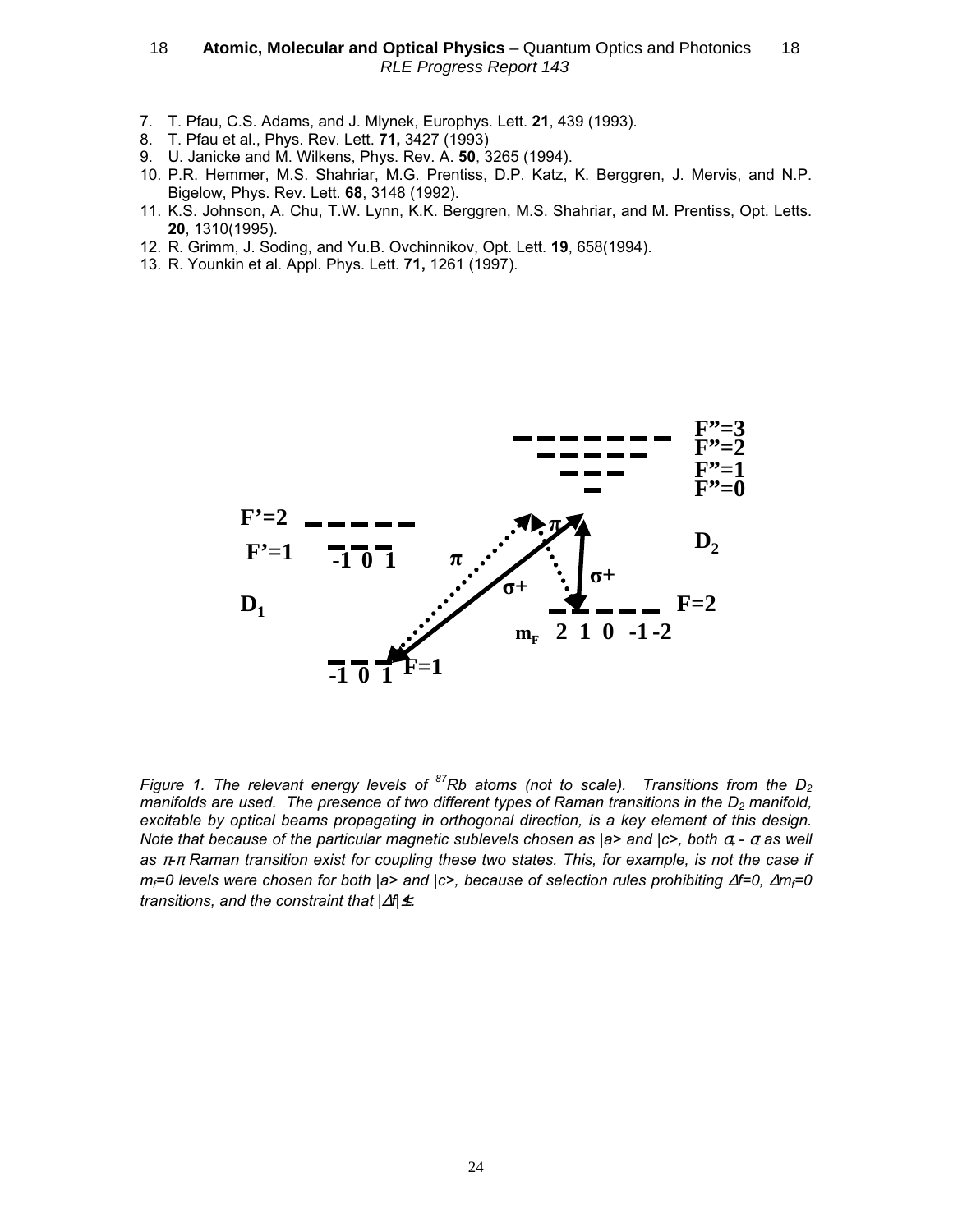7. T. Pfau, C.S. Adams, and J. Mlynek, Europhys. Lett. **21**, 439 (1993).
8. T. Pfau et al., Phys. Rev. Lett. **71,** 3427 (1993)
9. U. Janicke and M. Wilkens, Phys. Rev. A. **50**, 3265 (1994).
10. P.R. Hemmer, M.S. Shahriar, M.G. Prentiss, D.P. Katz, K. Berggren, J. Mervis, and N.P. Bigelow, Phys. Rev. Lett. **68**, 3148 (1992).
11. K.S. Johnson, A. Chu, T.W. Lynn, K.K. Berggren, M.S. Shahriar, and M. Prentiss, Opt. Letts. **20**, 1310(1995).
12. R. Grimm, J. Soding, and Yu.B. Ovchinnikov, Opt. Lett. **19**, 658(1994).
13. R. Younkin et al. Appl. Phys. Lett. **71,** 1261 (1997).

*Figure 1. The relevant energy levels of $^{87}Rb$ atoms (not to scale). Transitions from the $D_2$ manifolds are used. The presence of two different types of Raman transitions in the $D_2$ manifold, excitable by optical beams propagating in orthogonal direction, is a key element of this design. Note that because of the particular magnetic sublevels chosen as |a> and |c>, both $\sigma_+$ - $\sigma$ as well as $\pi$-$\pi$ Raman transition exist for coupling these two states. This, for example, is not the case if $m_f$=0 levels were chosen for both |a> and |c>, because of selection rules prohibiting $\Delta f$=0, $\Delta m_f$=0 transitions, and the constraint that $|\Delta f| \leq$.*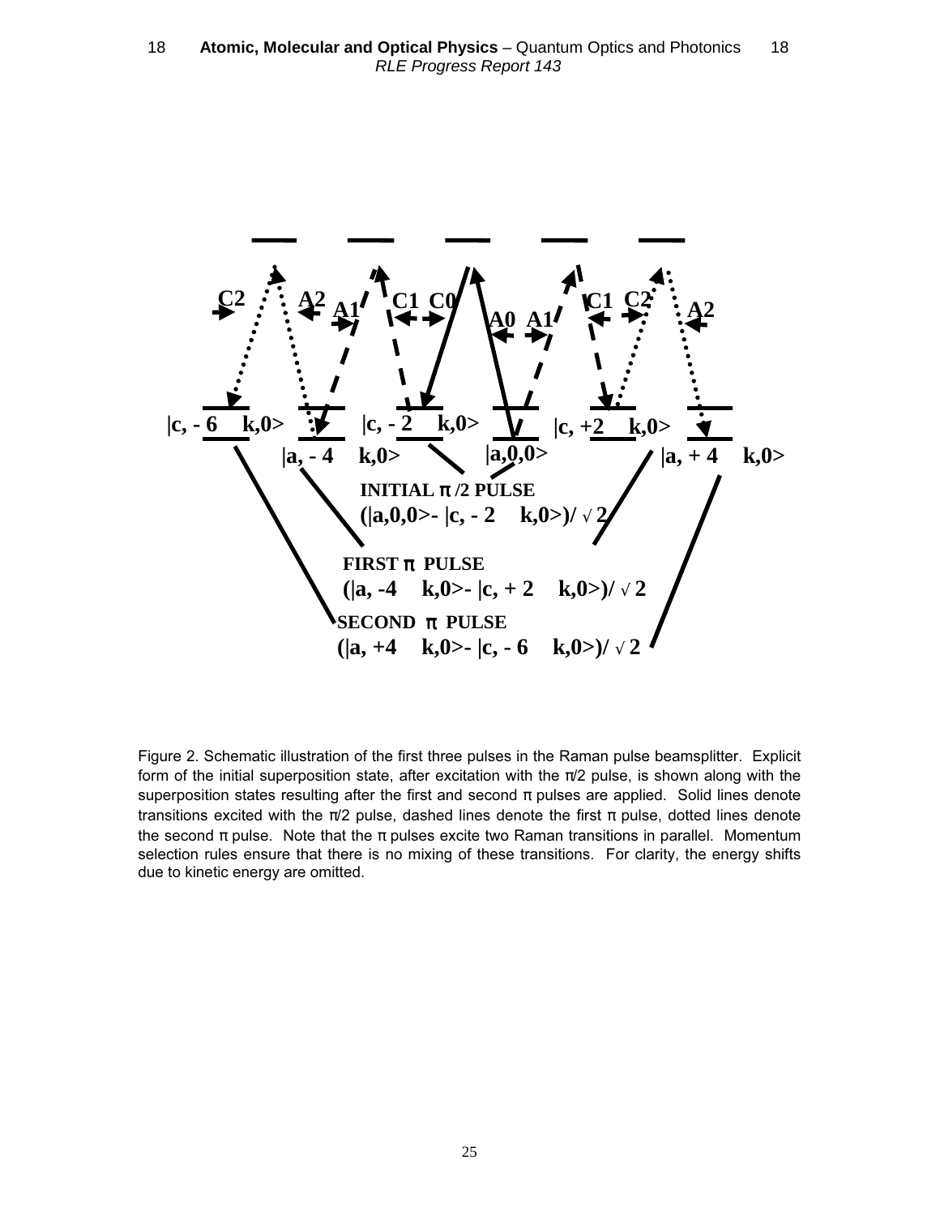|c, -6 k,0>   |a, -4 k,0>   |c, -2 k,0>   |a,0,0>   |c, +2 k,0>   |a, +4 k,0>

C2  A2  A1  C1  C0  A0  A1  C1  C2  A2

INITIAL π/2 PULSE
(|a,0,0>- |c, -2 k,0>)/ √2

FIRST π PULSE
(|a, -4 k,0>- |c, +2 k,0>)/ √2

SECOND π PULSE
(|a, +4 k,0>- |c, -6 k,0>)/ √2

Figure 2. Schematic illustration of the first three pulses in the Raman pulse beamsplitter. Explicit form of the initial superposition state, after excitation with the π/2 pulse, is shown along with the superposition states resulting after the first and second π pulses are applied. Solid lines denote transitions excited with the π/2 pulse, dashed lines denote the first π pulse, dotted lines denote the second π pulse. Note that the π pulses excite two Raman transitions in parallel. Momentum selection rules ensure that there is no mixing of these transitions. For clarity, the energy shifts due to kinetic energy are omitted.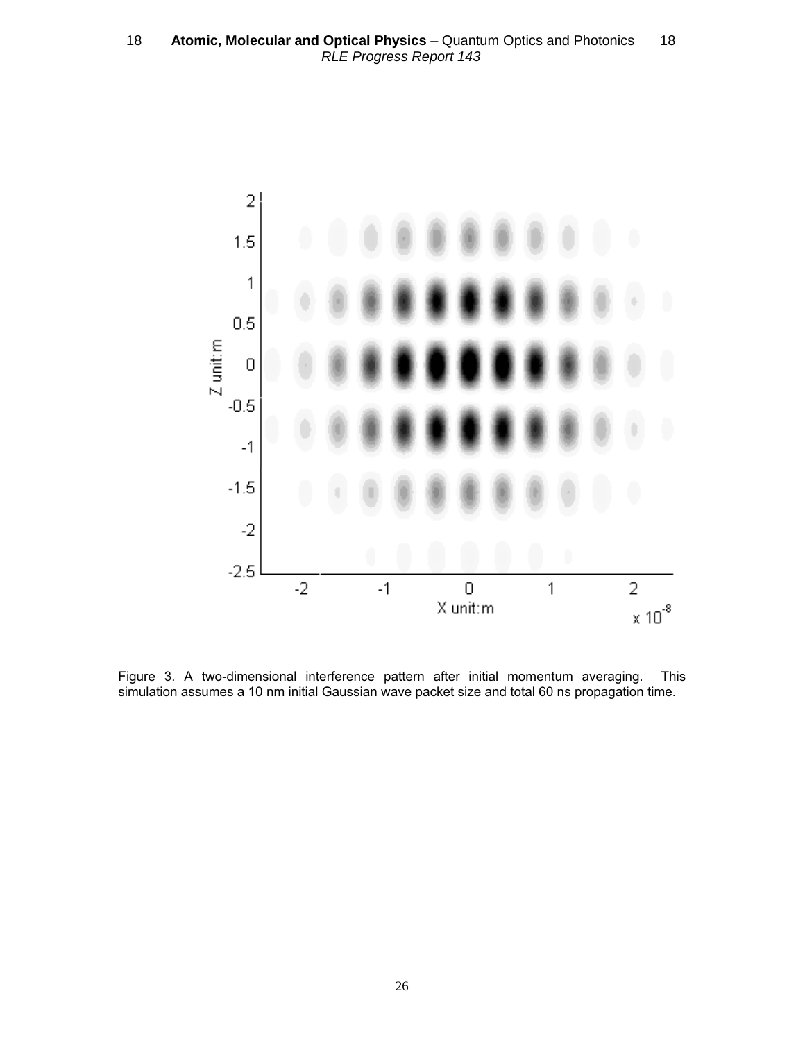Figure 3. A two-dimensional interference pattern after initial momentum averaging. This simulation assumes a 10 nm initial Gaussian wave packet size and total 60 ns propagation time.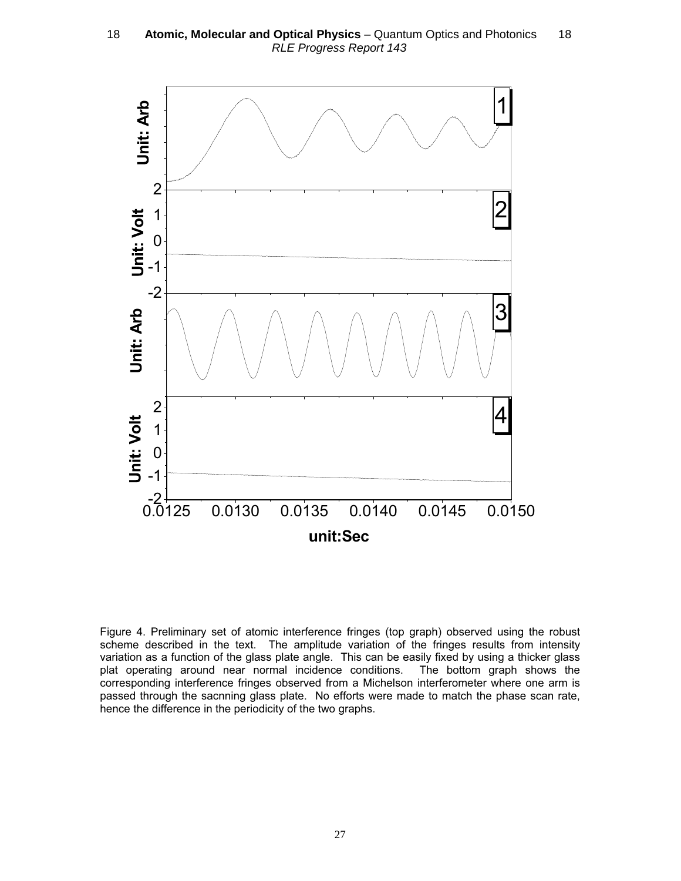Figure 4. Preliminary set of atomic interference fringes (top graph) observed using the robust scheme described in the text. The amplitude variation of the fringes results from intensity variation as a function of the glass plate angle. This can be easily fixed by using a thicker glass plat operating around near normal incidence conditions. The bottom graph shows the corresponding interference fringes observed from a Michelson interferometer where one arm is passed through the sacnning glass plate. No efforts were made to match the phase scan rate, hence the difference in the periodicity of the two graphs.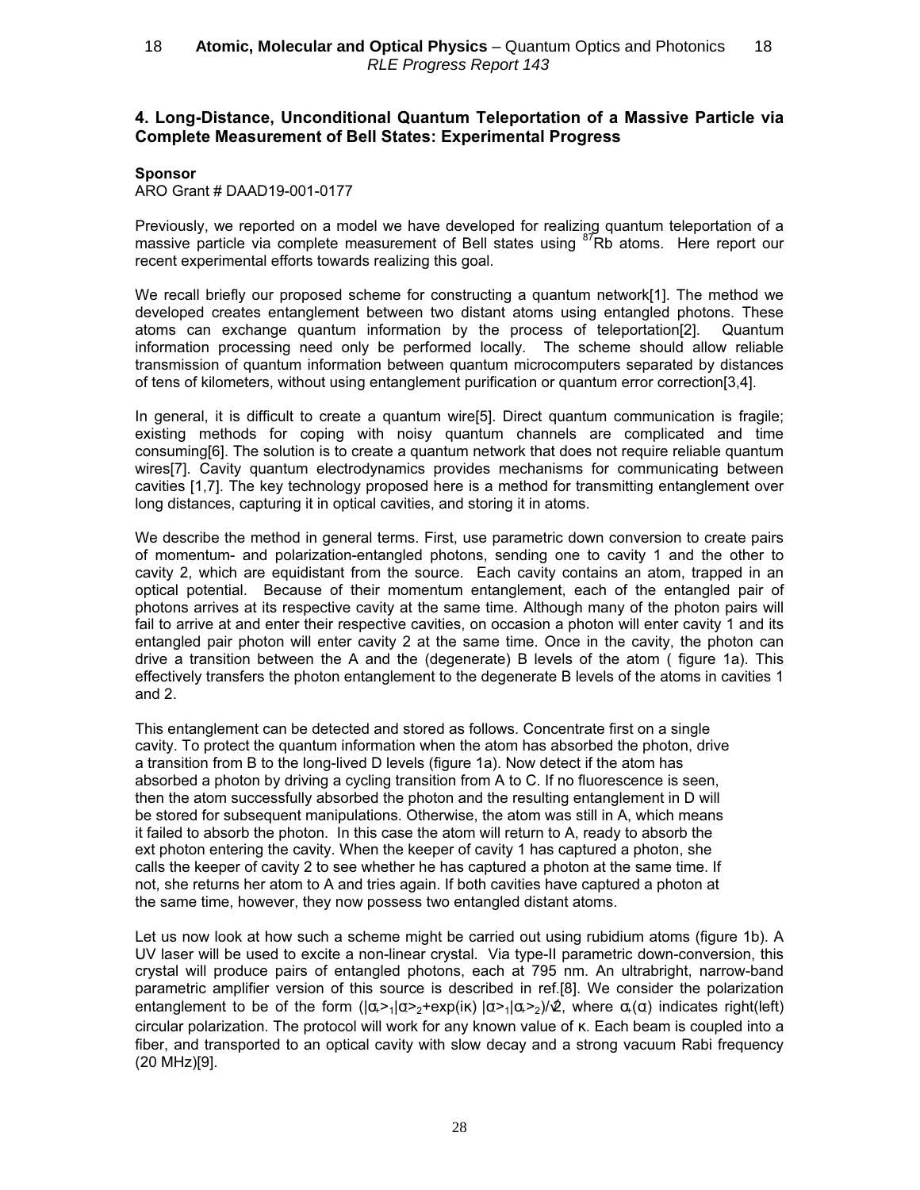## 4. Long-Distance, Unconditional Quantum Teleportation of a Massive Particle via Complete Measurement of Bell States: Experimental Progress

**Sponsor**

ARO Grant # DAAD19-001-0177

Previously, we reported on a model we have developed for realizing quantum teleportation of a massive particle via complete measurement of Bell states using $^{87}$Rb atoms. Here report our recent experimental efforts towards realizing this goal.

We recall briefly our proposed scheme for constructing a quantum network[1]. The method we developed creates entanglement between two distant atoms using entangled photons. These atoms can exchange quantum information by the process of teleportation[2]. Quantum information processing need only be performed locally. The scheme should allow reliable transmission of quantum information between quantum microcomputers separated by distances of tens of kilometers, without using entanglement purification or quantum error correction[3,4].

In general, it is difficult to create a quantum wire[5]. Direct quantum communication is fragile; existing methods for coping with noisy quantum channels are complicated and time consuming[6]. The solution is to create a quantum network that does not require reliable quantum wires[7]. Cavity quantum electrodynamics provides mechanisms for communicating between cavities [1,7]. The key technology proposed here is a method for transmitting entanglement over long distances, capturing it in optical cavities, and storing it in atoms.

We describe the method in general terms. First, use parametric down conversion to create pairs of momentum- and polarization-entangled photons, sending one to cavity 1 and the other to cavity 2, which are equidistant from the source. Each cavity contains an atom, trapped in an optical potential. Because of their momentum entanglement, each of the entangled pair of photons arrives at its respective cavity at the same time. Although many of the photon pairs will fail to arrive at and enter their respective cavities, on occasion a photon will enter cavity 1 and its entangled pair photon will enter cavity 2 at the same time. Once in the cavity, the photon can drive a transition between the A and the (degenerate) B levels of the atom ( figure 1a). This effectively transfers the photon entanglement to the degenerate B levels of the atoms in cavities 1 and 2.

This entanglement can be detected and stored as follows. Concentrate first on a single cavity. To protect the quantum information when the atom has absorbed the photon, drive a transition from B to the long-lived D levels (figure 1a). Now detect if the atom has absorbed a photon by driving a cycling transition from A to C. If no fluorescence is seen, then the atom successfully absorbed the photon and the resulting entanglement in D will be stored for subsequent manipulations. Otherwise, the atom was still in A, which means it failed to absorb the photon. In this case the atom will return to A, ready to absorb the ext photon entering the cavity. When the keeper of cavity 1 has captured a photon, she calls the keeper of cavity 2 to see whether he has captured a photon at the same time. If not, she returns her atom to A and tries again. If both cavities have captured a photon at the same time, however, they now possess two entangled distant atoms.

Let us now look at how such a scheme might be carried out using rubidium atoms (figure 1b). A UV laser will be used to excite a non-linear crystal. Via type-II parametric down-conversion, this crystal will produce pairs of entangled photons, each at 795 nm. An ultrabright, narrow-band parametric amplifier version of this source is described in ref.[8]. We consider the polarization entanglement to be of the form $(|\sigma_+\rangle_1|\sigma_-\rangle_2+\exp(i\kappa)\,|\sigma_-\rangle_1|\sigma_+\rangle_2)/\sqrt{2}$, where $\sigma_+(\sigma_-)$ indicates right(left) circular polarization. The protocol will work for any known value of $\kappa$. Each beam is coupled into a fiber, and transported to an optical cavity with slow decay and a strong vacuum Rabi frequency (20 MHz)[9].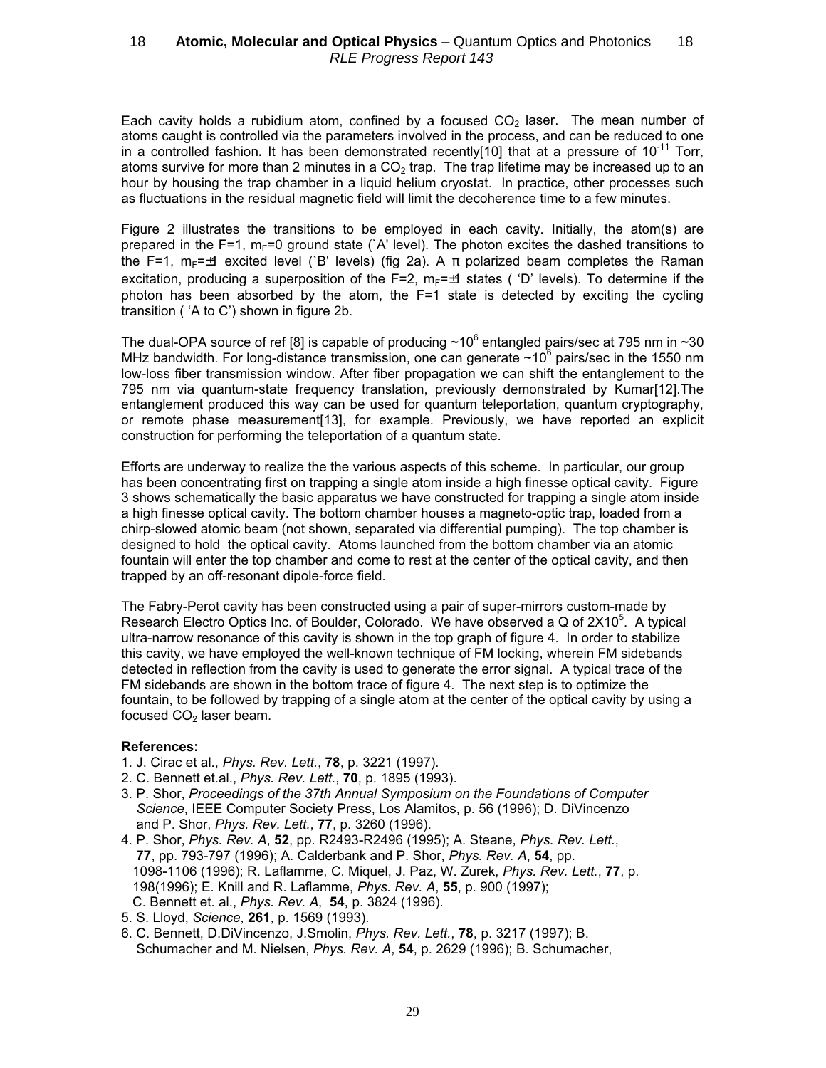Each cavity holds a rubidium atom, confined by a focused $CO_2$ laser. The mean number of atoms caught is controlled via the parameters involved in the process, and can be reduced to one in a controlled fashion**.** It has been demonstrated recently[10] that at a pressure of $10^{-11}$ Torr, atoms survive for more than 2 minutes in a $CO_2$ trap. The trap lifetime may be increased up to an hour by housing the trap chamber in a liquid helium cryostat. In practice, other processes such as fluctuations in the residual magnetic field will limit the decoherence time to a few minutes.

Figure 2 illustrates the transitions to be employed in each cavity. Initially, the atom(s) are prepared in the F=1, $m_F$=0 ground state (`A' level). The photon excites the dashed transitions to the F=1, $m_F$=±1 excited level (`B' levels) (fig 2a). A π polarized beam completes the Raman excitation, producing a superposition of the F=2, $m_F$=±1 states ( 'D' levels). To determine if the photon has been absorbed by the atom, the F=1 state is detected by exciting the cycling transition ( 'A to C') shown in figure 2b.

The dual-OPA source of ref [8] is capable of producing ~$10^6$ entangled pairs/sec at 795 nm in ~30 MHz bandwidth. For long-distance transmission, one can generate ~$10^6$ pairs/sec in the 1550 nm low-loss fiber transmission window. After fiber propagation we can shift the entanglement to the 795 nm via quantum-state frequency translation, previously demonstrated by Kumar[12].The entanglement produced this way can be used for quantum teleportation, quantum cryptography, or remote phase measurement[13], for example. Previously, we have reported an explicit construction for performing the teleportation of a quantum state.

Efforts are underway to realize the the various aspects of this scheme. In particular, our group has been concentrating first on trapping a single atom inside a high finesse optical cavity. Figure 3 shows schematically the basic apparatus we have constructed for trapping a single atom inside a high finesse optical cavity. The bottom chamber houses a magneto-optic trap, loaded from a chirp-slowed atomic beam (not shown, separated via differential pumping). The top chamber is designed to hold the optical cavity. Atoms launched from the bottom chamber via an atomic fountain will enter the top chamber and come to rest at the center of the optical cavity, and then trapped by an off-resonant dipole-force field.

The Fabry-Perot cavity has been constructed using a pair of super-mirrors custom-made by Research Electro Optics Inc. of Boulder, Colorado. We have observed a Q of 2X$10^5$. A typical ultra-narrow resonance of this cavity is shown in the top graph of figure 4. In order to stabilize this cavity, we have employed the well-known technique of FM locking, wherein FM sidebands detected in reflection from the cavity is used to generate the error signal. A typical trace of the FM sidebands are shown in the bottom trace of figure 4. The next step is to optimize the fountain, to be followed by trapping of a single atom at the center of the optical cavity by using a focused $CO_2$ laser beam.

**References:**

1. J. Cirac et al., *Phys. Rev. Lett.*, **78**, p. 3221 (1997).
2. C. Bennett et.al., *Phys. Rev. Lett.*, **70**, p. 1895 (1993).
3. P. Shor, *Proceedings of the 37th Annual Symposium on the Foundations of Computer Science*, IEEE Computer Society Press, Los Alamitos, p. 56 (1996); D. DiVincenzo and P. Shor, *Phys. Rev. Lett.*, **77**, p. 3260 (1996).
4. P. Shor, *Phys. Rev. A*, **52**, pp. R2493-R2496 (1995); A. Steane, *Phys. Rev. Lett.*, **77**, pp. 793-797 (1996); A. Calderbank and P. Shor, *Phys. Rev. A*, **54**, pp. 1098-1106 (1996); R. Laflamme, C. Miquel, J. Paz, W. Zurek, *Phys. Rev. Lett.*, **77**, p. 198(1996); E. Knill and R. Laflamme, *Phys. Rev. A*, **55**, p. 900 (1997); C. Bennett et. al., *Phys. Rev. A*, **54**, p. 3824 (1996).
5. S. Lloyd, *Science*, **261**, p. 1569 (1993).
6. C. Bennett, D.DiVincenzo, J.Smolin, *Phys. Rev. Lett.*, **78**, p. 3217 (1997); B. Schumacher and M. Nielsen, *Phys. Rev. A*, **54**, p. 2629 (1996); B. Schumacher,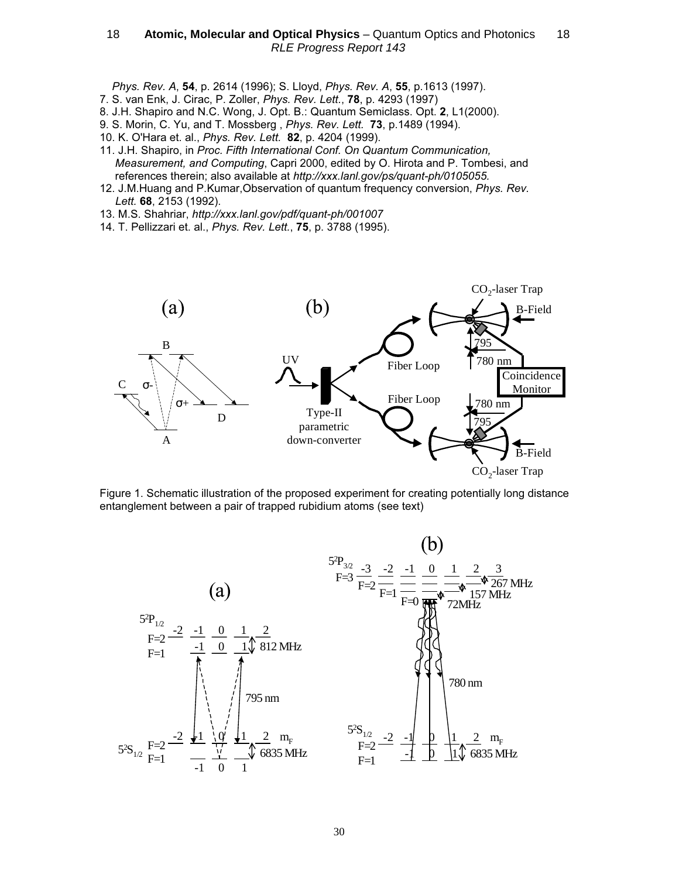Phys. Rev. A, **54**, p. 2614 (1996); S. Lloyd, *Phys. Rev. A,* **55**, p.1613 (1997).

7. S. van Enk, J. Cirac, P. Zoller, *Phys. Rev. Lett.*, **78**, p. 4293 (1997)
8. J.H. Shapiro and N.C. Wong, J. Opt. B.: Quantum Semiclass. Opt. **2**, L1(2000).
9. S. Morin, C. Yu, and T. Mossberg , *Phys. Rev. Lett.* **73**, p.1489 (1994).
10. K. O'Hara et. al., *Phys. Rev. Lett.* **82**, p. 4204 (1999).
11. J.H. Shapiro, in *Proc. Fifth International Conf. On Quantum Communication, Measurement, and Computing*, Capri 2000, edited by O. Hirota and P. Tombesi, and references therein; also available at *http://xxx.lanl.gov/ps/quant-ph/0105055.*
12. J.M.Huang and P.Kumar,Observation of quantum frequency conversion, *Phys. Rev. Lett.* **68**, 2153 (1992).
13. M.S. Shahriar, *http://xxx.lanl.gov/pdf/quant-ph/001007*
14. T. Pellizzari et. al., *Phys. Rev. Lett.*, **75**, p. 3788 (1995).

Figure 1. Schematic illustration of the proposed experiment for creating potentially long distance entanglement between a pair of trapped rubidium atoms (see text)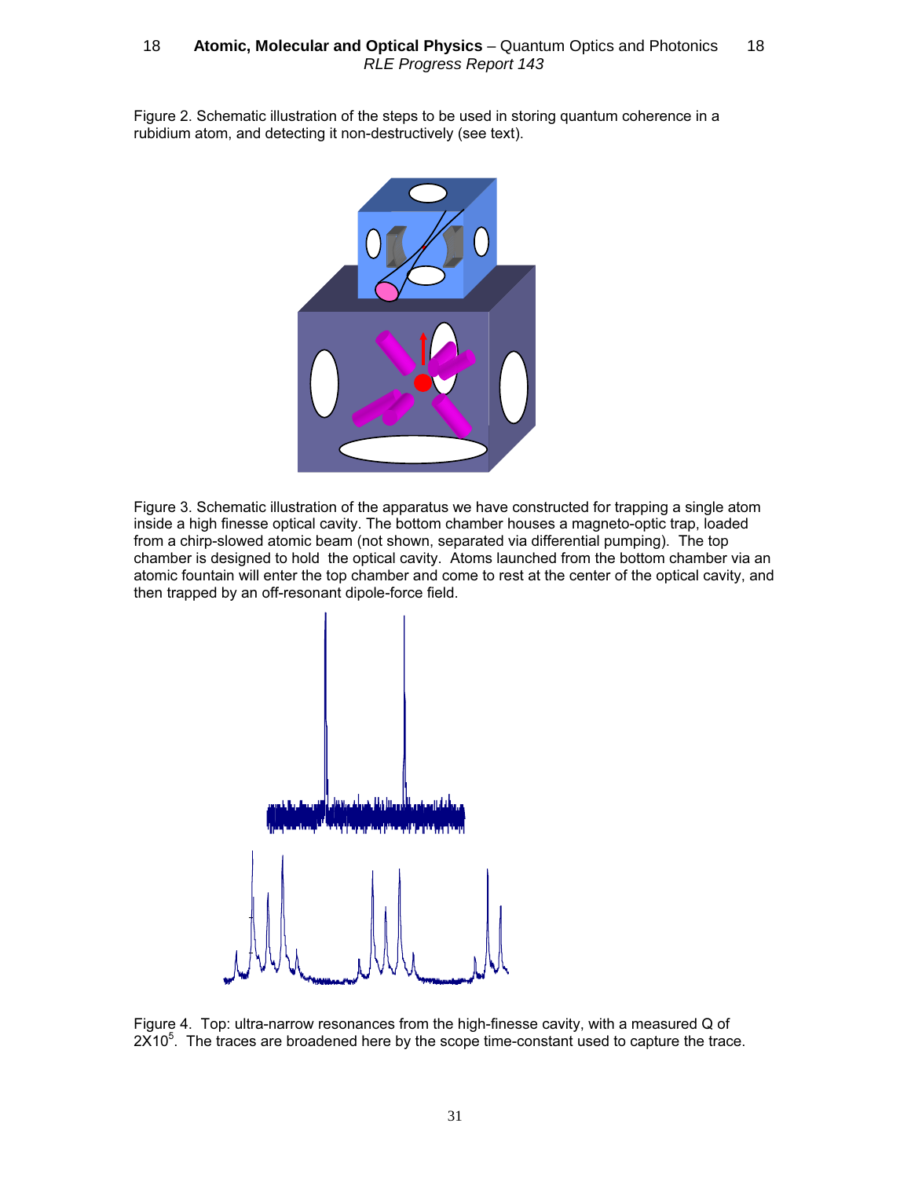Figure 2. Schematic illustration of the steps to be used in storing quantum coherence in a rubidium atom, and detecting it non-destructively (see text).

Figure 3. Schematic illustration of the apparatus we have constructed for trapping a single atom inside a high finesse optical cavity. The bottom chamber houses a magneto-optic trap, loaded from a chirp-slowed atomic beam (not shown, separated via differential pumping). The top chamber is designed to hold the optical cavity. Atoms launched from the bottom chamber via an atomic fountain will enter the top chamber and come to rest at the center of the optical cavity, and then trapped by an off-resonant dipole-force field.

Figure 4. Top: ultra-narrow resonances from the high-finesse cavity, with a measured Q of $2X10^5$. The traces are broadened here by the scope time-constant used to capture the trace.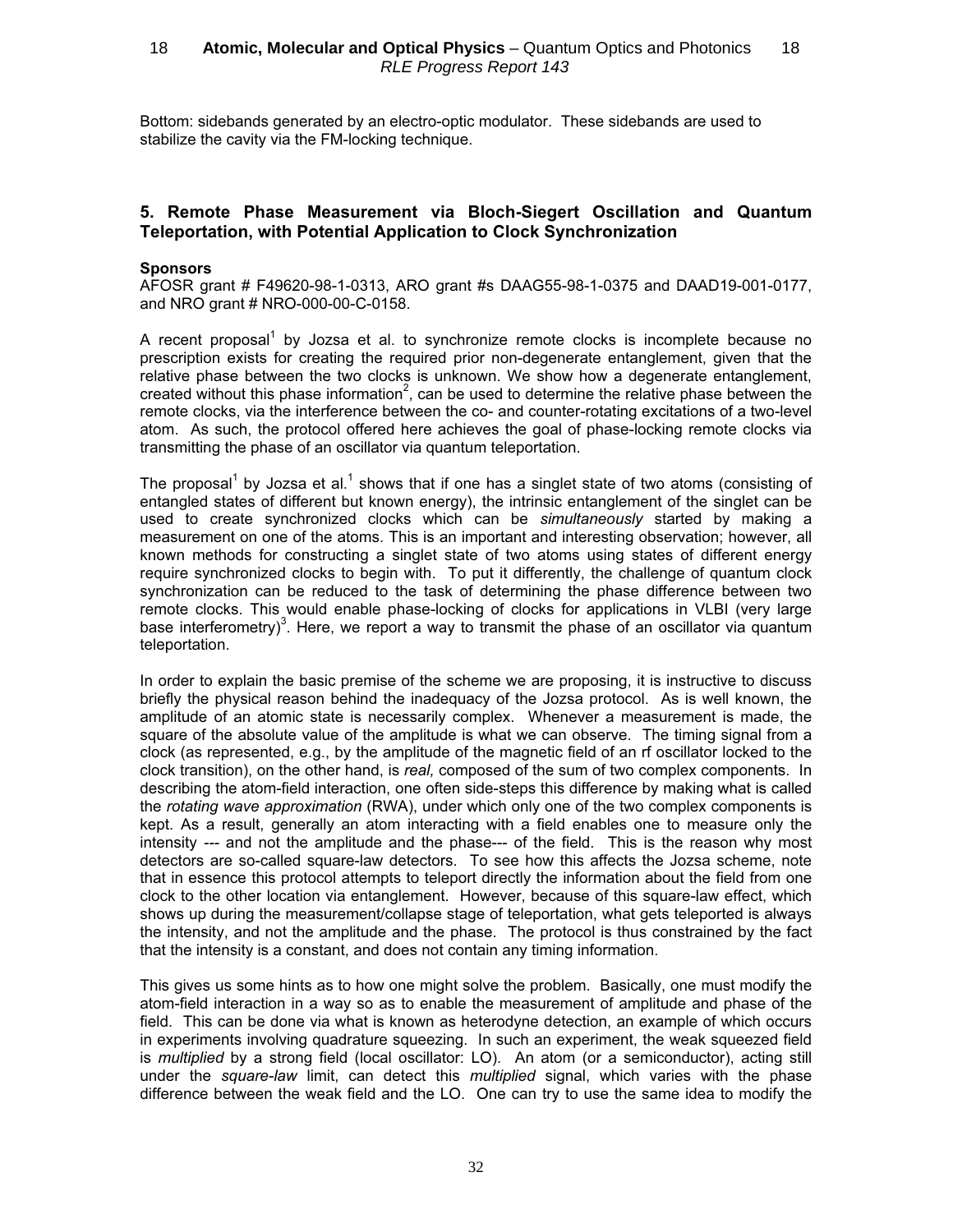Bottom: sidebands generated by an electro-optic modulator. These sidebands are used to stabilize the cavity via the FM-locking technique.

## 5. Remote Phase Measurement via Bloch-Siegert Oscillation and Quantum Teleportation, with Potential Application to Clock Synchronization

**Sponsors**

AFOSR grant # F49620-98-1-0313, ARO grant #s DAAG55-98-1-0375 and DAAD19-001-0177, and NRO grant # NRO-000-00-C-0158.

A recent proposal[1] by Jozsa et al. to synchronize remote clocks is incomplete because no prescription exists for creating the required prior non-degenerate entanglement, given that the relative phase between the two clocks is unknown. We show how a degenerate entanglement, created without this phase information[2], can be used to determine the relative phase between the remote clocks, via the interference between the co- and counter-rotating excitations of a two-level atom. As such, the protocol offered here achieves the goal of phase-locking remote clocks via transmitting the phase of an oscillator via quantum teleportation.

The proposal[1] by Jozsa et al.[1] shows that if one has a singlet state of two atoms (consisting of entangled states of different but known energy), the intrinsic entanglement of the singlet can be used to create synchronized clocks which can be *simultaneously* started by making a measurement on one of the atoms. This is an important and interesting observation; however, all known methods for constructing a singlet state of two atoms using states of different energy require synchronized clocks to begin with. To put it differently, the challenge of quantum clock synchronization can be reduced to the task of determining the phase difference between two remote clocks. This would enable phase-locking of clocks for applications in VLBI (very large base interferometry)[3]. Here, we report a way to transmit the phase of an oscillator via quantum teleportation.

In order to explain the basic premise of the scheme we are proposing, it is instructive to discuss briefly the physical reason behind the inadequacy of the Jozsa protocol. As is well known, the amplitude of an atomic state is necessarily complex. Whenever a measurement is made, the square of the absolute value of the amplitude is what we can observe. The timing signal from a clock (as represented, e.g., by the amplitude of the magnetic field of an rf oscillator locked to the clock transition), on the other hand, is *real,* composed of the sum of two complex components. In describing the atom-field interaction, one often side-steps this difference by making what is called the *rotating wave approximation* (RWA), under which only one of the two complex components is kept. As a result, generally an atom interacting with a field enables one to measure only the intensity --- and not the amplitude and the phase--- of the field. This is the reason why most detectors are so-called square-law detectors. To see how this affects the Jozsa scheme, note that in essence this protocol attempts to teleport directly the information about the field from one clock to the other location via entanglement. However, because of this square-law effect, which shows up during the measurement/collapse stage of teleportation, what gets teleported is always the intensity, and not the amplitude and the phase. The protocol is thus constrained by the fact that the intensity is a constant, and does not contain any timing information.

This gives us some hints as to how one might solve the problem. Basically, one must modify the atom-field interaction in a way so as to enable the measurement of amplitude and phase of the field. This can be done via what is known as heterodyne detection, an example of which occurs in experiments involving quadrature squeezing. In such an experiment, the weak squeezed field is *multiplied* by a strong field (local oscillator: LO). An atom (or a semiconductor), acting still under the *square-law* limit, can detect this *multiplied* signal, which varies with the phase difference between the weak field and the LO. One can try to use the same idea to modify the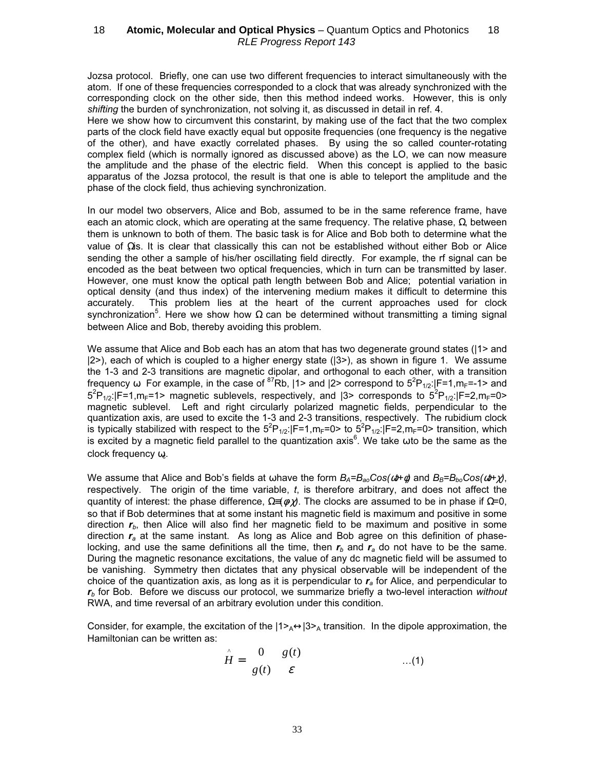Jozsa protocol. Briefly, one can use two different frequencies to interact simultaneously with the atom. If one of these frequencies corresponded to a clock that was already synchronized with the corresponding clock on the other side, then this method indeed works. However, this is only *shifting* the burden of synchronization, not solving it, as discussed in detail in ref. 4.

Here we show how to circumvent this constarint, by making use of the fact that the two complex parts of the clock field have exactly equal but opposite frequencies (one frequency is the negative of the other), and have exactly correlated phases. By using the so called counter-rotating complex field (which is normally ignored as discussed above) as the LO, we can now measure the amplitude and the phase of the electric field. When this concept is applied to the basic apparatus of the Jozsa protocol, the result is that one is able to teleport the amplitude and the phase of the clock field, thus achieving synchronization.

In our model two observers, Alice and Bob, assumed to be in the same reference frame, have each an atomic clock, which are operating at the same frequency. The relative phase, $\Omega$, between them is unknown to both of them. The basic task is for Alice and Bob both to determine what the value of $\Omega$ is. It is clear that classically this can not be established without either Bob or Alice sending the other a sample of his/her oscillating field directly. For example, the rf signal can be encoded as the beat between two optical frequencies, which in turn can be transmitted by laser. However, one must know the optical path length between Bob and Alice; potential variation in optical density (and thus index) of the intervening medium makes it difficult to determine this accurately. This problem lies at the heart of the current approaches used for clock synchronization[5]. Here we show how $\Omega$ can be determined without transmitting a timing signal between Alice and Bob, thereby avoiding this problem.

We assume that Alice and Bob each has an atom that has two degenerate ground states (|1> and |2>), each of which is coupled to a higher energy state (|3>), as shown in figure 1. We assume the 1-3 and 2-3 transitions are magnetic dipolar, and orthogonal to each other, with a transition frequency $\omega$. For example, in the case of $^{87}$Rb, |1> and |2> correspond to $5^2P_{1/2}$:|F=1,$m_F$=-1> and $5^2P_{1/2}$:|F=1,$m_F$=1> magnetic sublevels, respectively, and |3> corresponds to $5^2P_{1/2}$:|F=2,$m_F$=0> magnetic sublevel. Left and right circularly polarized magnetic fields, perpendicular to the quantization axis, are used to excite the 1-3 and 2-3 transitions, respectively. The rubidium clock is typically stabilized with respect to the $5^2P_{1/2}$:|F=1,$m_F$=0> to $5^2P_{1/2}$:|F=2,$m_F$=0> transition, which is excited by a magnetic field parallel to the quantization axis[6]. We take $\omega$ to be the same as the clock frequency $\omega_c$.

We assume that Alice and Bob's fields at $\omega$ have the form $B_A=B_{ao}Cos(\omega t+\phi)$ and $B_B=B_{bo}Cos(\omega t+\chi)$, respectively. The origin of the time variable, $t$, is therefore arbitrary, and does not affect the quantity of interest: the phase difference, $\Omega\equiv(\phi-\chi)$. The clocks are assumed to be in phase if $\Omega=0$, so that if Bob determines that at some instant his magnetic field is maximum and positive in some direction $\boldsymbol{r}_b$, then Alice will also find her magnetic field to be maximum and positive in some direction $\boldsymbol{r}_a$ at the same instant. As long as Alice and Bob agree on this definition of phase-locking, and use the same definitions all the time, then $\boldsymbol{r}_b$ and $\boldsymbol{r}_a$ do not have to be the same. During the magnetic resonance excitations, the value of any dc magnetic field will be assumed to be vanishing. Symmetry then dictates that any physical observable will be independent of the choice of the quantization axis, as long as it is perpendicular to $\boldsymbol{r}_a$ for Alice, and perpendicular to $\boldsymbol{r}_b$ for Bob. Before we discuss our protocol, we summarize briefly a two-level interaction *without* RWA, and time reversal of an arbitrary evolution under this condition.

Consider, for example, the excitation of the $|1\rangle_A \leftrightarrow |3\rangle_A$ transition. In the dipole approximation, the Hamiltonian can be written as:

$$\hat{H} = \begin{matrix} 0 & g(t) \\ g(t) & \varepsilon \end{matrix} \qquad \ldots(1)$$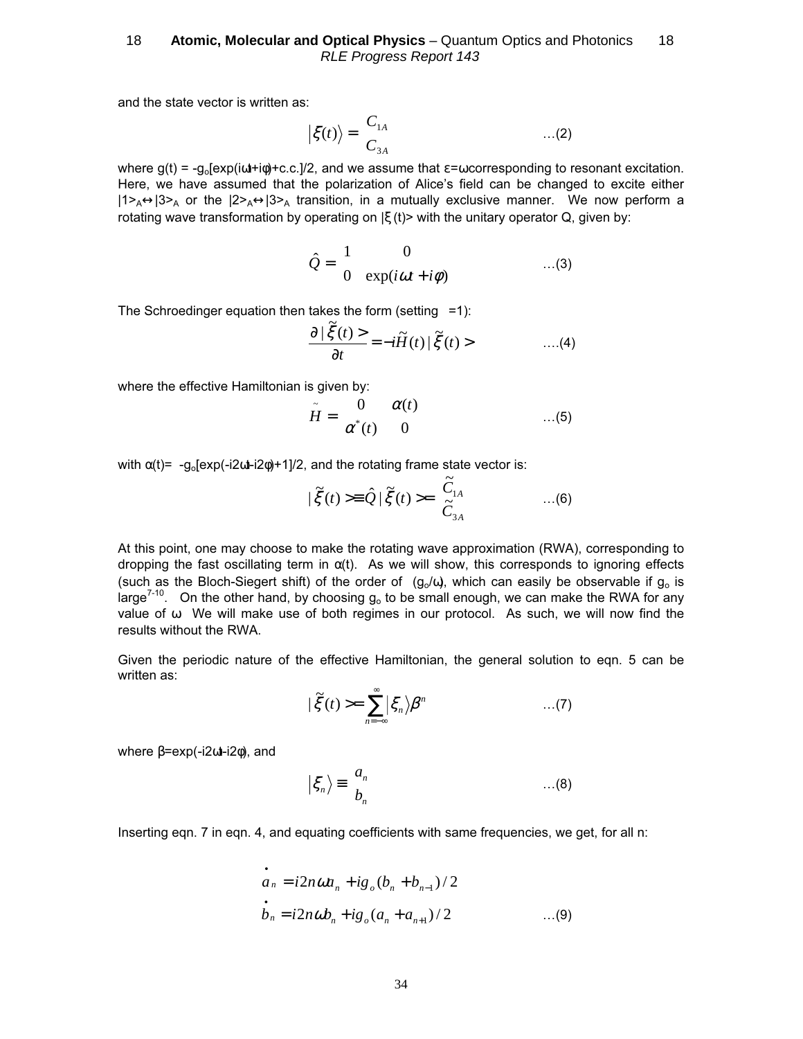and the state vector is written as:

$$|\xi(t)\rangle = \begin{bmatrix} C_{1A} \\ C_{3A} \end{bmatrix} \qquad \ldots(2)$$

where $g(t) = -g_o[\exp(i\omega t+i\phi)+c.c.]/2$, and we assume that $\varepsilon=\omega$ corresponding to resonant excitation. Here, we have assumed that the polarization of Alice's field can be changed to excite either $|1\rangle_A \leftrightarrow |3\rangle_A$ or the $|2\rangle_A \leftrightarrow |3\rangle_A$ transition, in a mutually exclusive manner. We now perform a rotating wave transformation by operating on $|\xi(t)\rangle$ with the unitary operator Q, given by:

$$\hat{Q} = \begin{bmatrix} 1 & 0 \\ 0 & \exp(i\omega t + i\phi) \end{bmatrix} \qquad \ldots(3)$$

The Schroedinger equation then takes the form (setting $\hbar=1$):

$$\frac{\partial |\tilde{\xi}(t)>}{\partial t} = -i\tilde{H}(t)|\tilde{\xi}(t)> \qquad \ldots.(4)$$

where the effective Hamiltonian is given by:

$$\tilde{H} = \begin{bmatrix} 0 & \alpha(t) \\ \alpha^*(t) & 0 \end{bmatrix} \qquad \ldots(5)$$

with $\alpha(t)= -g_o[\exp(-i2\omega t-i2\phi)+1]/2$, and the rotating frame state vector is:

$$|\tilde{\xi}(t)>\equiv \hat{Q}|\tilde{\xi}(t)> = \begin{bmatrix} \tilde{C}_{1A} \\ \tilde{C}_{3A} \end{bmatrix} \qquad \ldots(6)$$

At this point, one may choose to make the rotating wave approximation (RWA), corresponding to dropping the fast oscillating term in $\alpha(t)$. As we will show, this corresponds to ignoring effects (such as the Bloch-Siegert shift) of the order of $(g_o/\omega)$, which can easily be observable if $g_o$ is large[7-10]. On the other hand, by choosing $g_o$ to be small enough, we can make the RWA for any value of $\omega$. We will make use of both regimes in our protocol. As such, we will now find the results without the RWA.

Given the periodic nature of the effective Hamiltonian, the general solution to eqn. 5 can be written as:

$$|\tilde{\xi}(t)> = \sum_{n=-\infty}^{\infty} |\xi_n\rangle \beta^n \qquad \ldots(7)$$

where $\beta=\exp(-i2\omega t-i2\phi)$, and

$$|\xi_n\rangle \equiv \begin{bmatrix} a_n \\ b_n \end{bmatrix} \qquad \ldots(8)$$

Inserting eqn. 7 in eqn. 4, and equating coefficients with same frequencies, we get, for all n:

$$\begin{aligned} \dot{a}_n &= i2n\omega a_n + ig_o(b_n + b_{n-1})/2 \\ \dot{b}_n &= i2n\omega b_n + ig_o(a_n + a_{n+1})/2 \end{aligned} \qquad \ldots(9)$$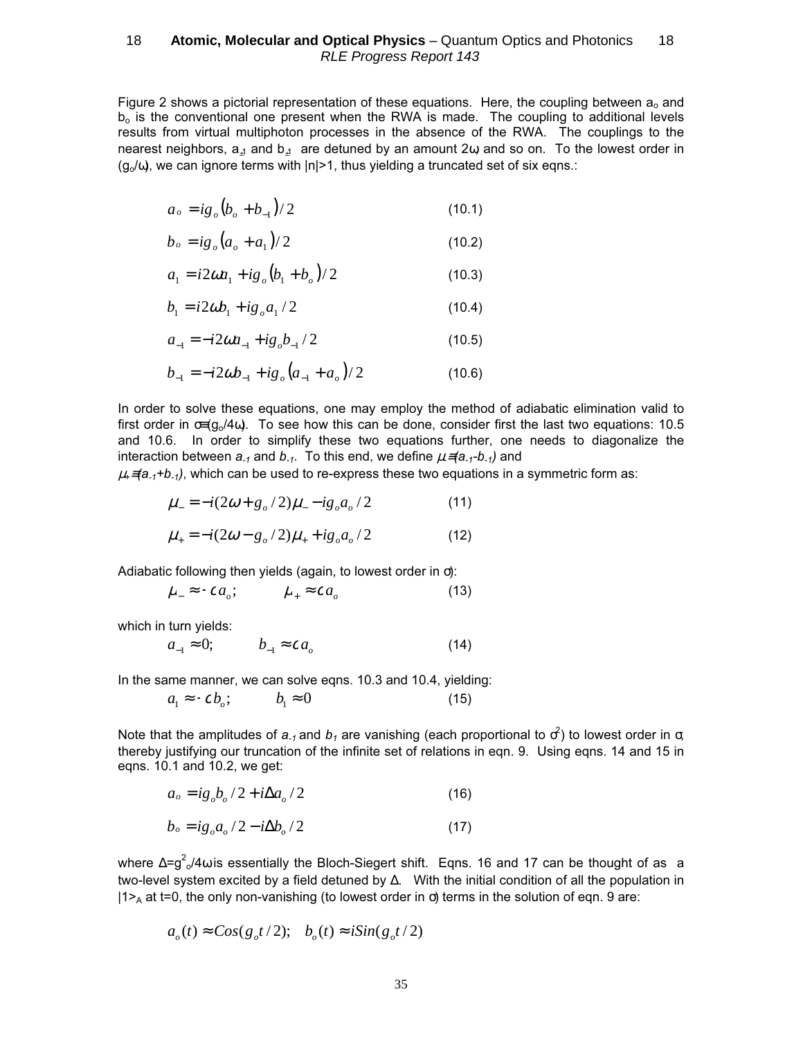Figure 2 shows a pictorial representation of these equations. Here, the coupling between $a_o$ and $b_o$ is the conventional one present when the RWA is made. The coupling to additional levels results from virtual multiphoton processes in the absence of the RWA. The couplings to the nearest neighbors, $a_{\pm 1}$ and $b_{\pm 1}$ are detuned by an amount $2\omega$, and so on. To the lowest order in $(g_o/\omega)$, we can ignore terms with $|n|>1$, thus yielding a truncated set of six eqns.:

$$\dot{a}_o = ig_o\left(b_o + b_{-1}\right)/2 \qquad (10.1)$$

$$\dot{b}_o = ig_o\left(a_o + a_1\right)/2 \qquad (10.2)$$

$$\dot{a}_1 = i2\omega a_1 + ig_o\left(b_1 + b_o\right)/2 \qquad (10.3)$$

$$\dot{b}_1 = i2\omega b_1 + ig_o a_1/2 \qquad (10.4)$$

$$\dot{a}_{-1} = -i2\omega a_{-1} + ig_o b_{-1}/2 \qquad (10.5)$$

$$\dot{b}_{-1} = -i2\omega b_{-1} + ig_o\left(a_{-1} + a_o\right)/2 \qquad (10.6)$$

In order to solve these equations, one may employ the method of adiabatic elimination valid to first order in $\sigma \equiv (g_o/4\omega)$. To see how this can be done, consider first the last two equations: 10.5 and 10.6. In order to simplify these two equations further, one needs to diagonalize the interaction between $a_{-1}$ and $b_{-1}$. To this end, we define $\mu_- \equiv (a_{-1}-b_{-1})$ and $\mu_+ \equiv (a_{-1}+b_{-1})$, which can be used to re-express these two equations in a symmetric form as:

$$\dot{\mu}_- = -i(2\omega + g_o/2)\mu_- - ig_o a_o/2 \qquad (11)$$

$$\dot{\mu}_+ = -i(2\omega - g_o/2)\mu_+ + ig_o a_o/2 \qquad (12)$$

Adiabatic following then yields (again, to lowest order in $\sigma$):

$$\mu_- \approx -\sigma a_o; \qquad \mu_+ \approx \sigma a_o \qquad (13)$$

which in turn yields:

$$a_{-1} \approx 0; \qquad b_{-1} \approx \sigma a_o \qquad (14)$$

In the same manner, we can solve eqns. 10.3 and 10.4, yielding:

$$a_1 \approx -\sigma b_o; \qquad b_1 \approx 0 \qquad (15)$$

Note that the amplitudes of $a_{-1}$ and $b_1$ are vanishing (each proportional to $\sigma^2$) to lowest order in $\sigma$, thereby justifying our truncation of the infinite set of relations in eqn. 9. Using eqns. 14 and 15 in eqns. 10.1 and 10.2, we get:

$$\dot{a}_o = ig_o b_o/2 + i\Delta a_o/2 \qquad (16)$$

$$\dot{b}_o = ig_o a_o/2 - i\Delta b_o/2 \qquad (17)$$

where $\Delta = g_o^2/4\omega$ is essentially the Bloch-Siegert shift. Eqns. 16 and 17 can be thought of as a two-level system excited by a field detuned by $\Delta$. With the initial condition of all the population in $|1\rangle_A$ at t=0, the only non-vanishing (to lowest order in $\sigma$) terms in the solution of eqn. 9 are:

$$a_o(t) \approx Cos(g_o t/2); \quad b_o(t) \approx iSin(g_o t/2)$$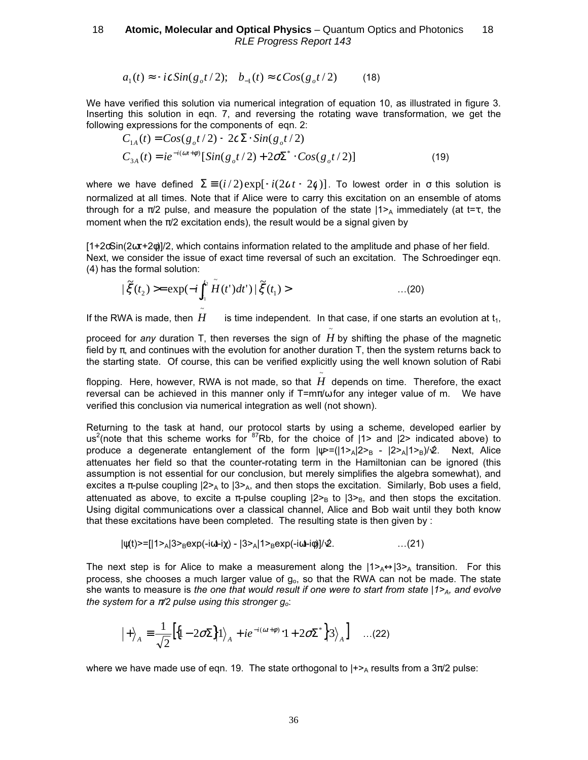$$a_1(t) \approx -i\varsigma Sin(g_o t/2); \quad b_{-1}(t) \approx \varsigma Cos(g_o t/2) \qquad (18)$$

We have verified this solution via numerical integration of equation 10, as illustrated in figure 3. Inserting this solution in eqn. 7, and reversing the rotating wave transformation, we get the following expressions for the components of eqn. 2:

$$C_{1A}(t) = Cos(g_o t/2) - 2\varsigma\Sigma \cdot Sin(g_o t/2)$$
$$C_{3A}(t) = ie^{-i(\omega t+\phi)}[Sin(g_o t/2) + 2\sigma\Sigma^* \cdot Cos(g_o t/2)] \qquad (19)$$

where we have defined $\Sigma \equiv (i/2)\exp[-i(2\omega t - 2\phi)]$. To lowest order in σ this solution is normalized at all times. Note that if Alice were to carry this excitation on an ensemble of atoms through for a π/2 pulse, and measure the population of the state $|1\rangle_A$ immediately (at t=τ, the moment when the π/2 excitation ends), the result would be a signal given by

$[1+2\sigma Sin(2\omega\tau+2\phi)]/2$, which contains information related to the amplitude and phase of her field. Next, we consider the issue of exact time reversal of such an excitation. The Schroedinger eqn. (4) has the formal solution:

$$|\tilde{\xi}(t_2)\rangle = \exp(-i\int_1^{t_2} \tilde{H}(t')dt')|\tilde{\xi}(t_1)\rangle \qquad \ldots(20)$$

If the RWA is made, then $\tilde{H}$ is time independent. In that case, if one starts an evolution at $t_1$, proceed for *any* duration T, then reverses the sign of $\tilde{H}$ by shifting the phase of the magnetic field by π, and continues with the evolution for another duration T, then the system returns back to the starting state. Of course, this can be verified explicitly using the well known solution of Rabi flopping. Here, however, RWA is not made, so that $\tilde{H}$ depends on time. Therefore, the exact reversal can be achieved in this manner only if T=mπ/ω for any integer value of m. We have verified this conclusion via numerical integration as well (not shown).

Returning to the task at hand, our protocol starts by using a scheme, developed earlier by us[2](note that this scheme works for $^{87}$Rb, for the choice of |1> and |2> indicated above) to produce a degenerate entanglement of the form $|\psi\rangle=(|1\rangle_A|2\rangle_B - |2\rangle_A|1\rangle_B)/\sqrt{2}$. Next, Alice attenuates her field so that the counter-rotating term in the Hamiltonian can be ignored (this assumption is not essential for our conclusion, but merely simplifies the algebra somewhat), and excites a π-pulse coupling $|2\rangle_A$ to $|3\rangle_A$, and then stops the excitation. Similarly, Bob uses a field, attenuated as above, to excite a π-pulse coupling $|2\rangle_B$ to $|3\rangle_B$, and then stops the excitation. Using digital communications over a classical channel, Alice and Bob wait until they both know that these excitations have been completed. The resulting state is then given by :

$$|\psi(t)\rangle=[|1\rangle_A|3\rangle_B\exp(-i\omega t-i\chi) - |3\rangle_A|1\rangle_B\exp(-i\omega t-i\phi)]/\sqrt{2}. \qquad \ldots(21)$$

The next step is for Alice to make a measurement along the $|1\rangle_A \leftrightarrow |3\rangle_A$ transition. For this process, she chooses a much larger value of $g_o$, so that the RWA can not be made. The state she wants to measure is *the one that would result if one were to start from state $|1\rangle_A$, and evolve the system for a π/2 pulse using this stronger $g_o$*:

$$|+\rangle_A \equiv \frac{1}{\sqrt{2}}\left[\{1-2\sigma\Sigma\}|1\rangle_A + ie^{-i(\omega t+\phi)}\cdot\{1+2\sigma\Sigma^*\}|3\rangle_A\right] \quad \ldots(22)$$

where we have made use of eqn. 19. The state orthogonal to $|+\rangle_A$ results from a 3π/2 pulse: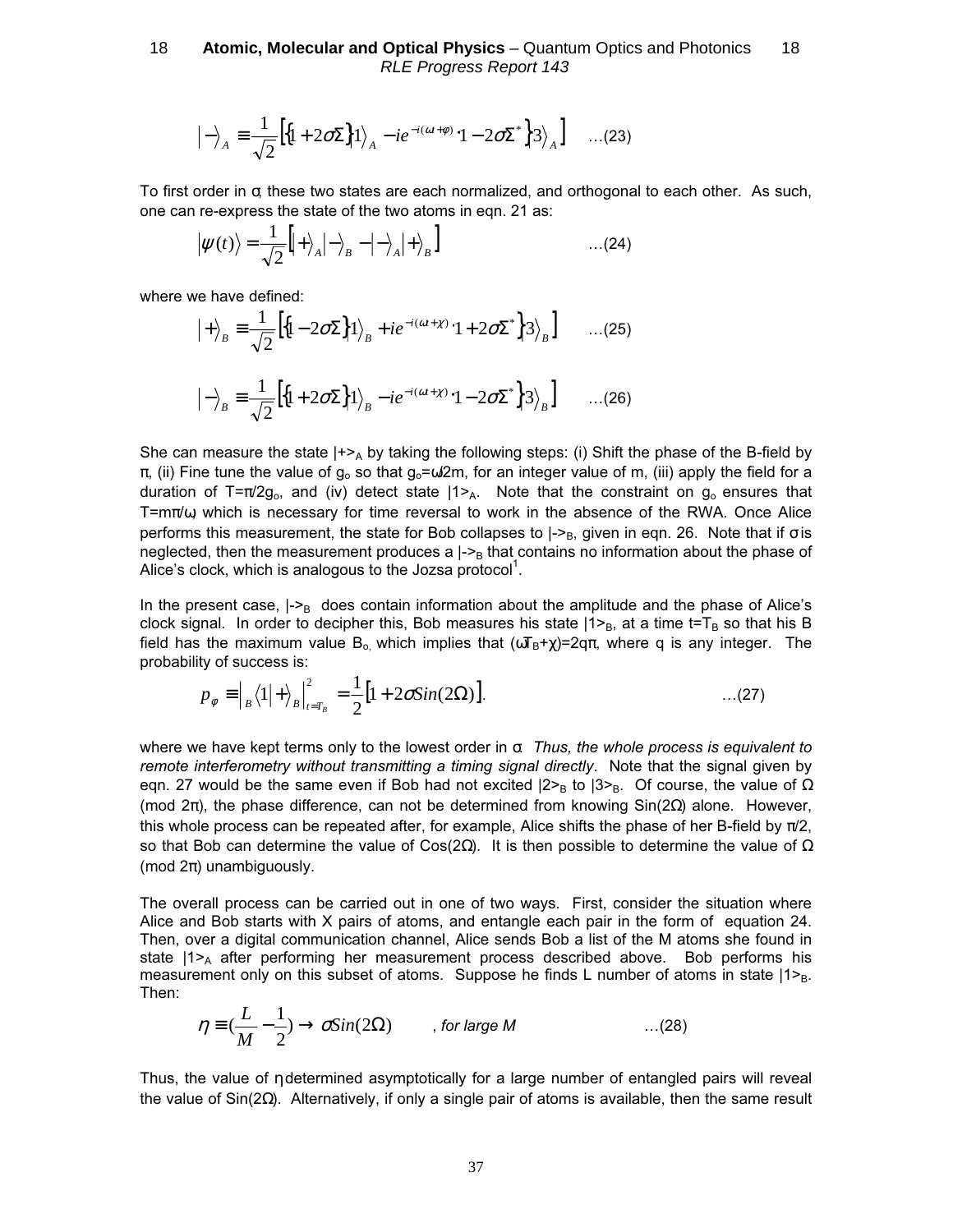$$\left|-\right\rangle_A \equiv \frac{1}{\sqrt{2}}\left[\{1+2\sigma\Sigma\}\left|1\right\rangle_A - ie^{-i(\omega t+\varphi)}\cdot\{1-2\sigma\Sigma^*\}\left|3\right\rangle_A\right] \quad \text{...(23)}$$

To first order in σ, these two states are each normalized, and orthogonal to each other. As such, one can re-express the state of the two atoms in eqn. 21 as:

$$\left|\psi(t)\right\rangle = \frac{1}{\sqrt{2}}\left[\left|+\right\rangle_A\left|-\right\rangle_B - \left|-\right\rangle_A\left|+\right\rangle_B\right] \quad \text{...(24)}$$

where we have defined:

$$\left|+\right\rangle_B \equiv \frac{1}{\sqrt{2}}\left[\{1-2\sigma\Sigma\}\left|1\right\rangle_B + ie^{-i(\omega t+\chi)}\cdot\{1+2\sigma\Sigma^*\}\left|3\right\rangle_B\right] \quad \text{...(25)}$$

$$\left|-\right\rangle_B \equiv \frac{1}{\sqrt{2}}\left[\{1+2\sigma\Sigma\}\left|1\right\rangle_B - ie^{-i(\omega t+\chi)}\cdot\{1-2\sigma\Sigma^*\}\left|3\right\rangle_B\right] \quad \text{...(26)}$$

She can measure the state $|+\rangle_A$ by taking the following steps: (i) Shift the phase of the B-field by π, (ii) Fine tune the value of $g_o$ so that $g_o=\omega/2m$, for an integer value of m, (iii) apply the field for a duration of $T=\pi/2g_o$, and (iv) detect state $|1\rangle_A$. Note that the constraint on $g_o$ ensures that $T=m\pi/\omega$, which is necessary for time reversal to work in the absence of the RWA. Once Alice performs this measurement, the state for Bob collapses to $|-\rangle_B$, given in eqn. 26. Note that if σ is neglected, then the measurement produces a $|-\rangle_B$ that contains no information about the phase of Alice's clock, which is analogous to the Jozsa protocol[1].

In the present case, $|-\rangle_B$ does contain information about the amplitude and the phase of Alice's clock signal. In order to decipher this, Bob measures his state $|1\rangle_B$, at a time $t=T_B$ so that his B field has the maximum value $B_o$, which implies that $(\omega T_B+\chi)=2q\pi$, where q is any integer. The probability of success is:

$$p_\varphi \equiv \left|{}_B\left\langle 1\right|+\right\rangle_B\Big|^2_{t=T_B} = \frac{1}{2}\left[1+2\sigma Sin(2\Omega)\right]. \quad \text{...(27)}$$

where we have kept terms only to the lowest order in σ. *Thus, the whole process is equivalent to remote interferometry without transmitting a timing signal directly*. Note that the signal given by eqn. 27 would be the same even if Bob had not excited $|2\rangle_B$ to $|3\rangle_B$. Of course, the value of Ω (mod 2π), the phase difference, can not be determined from knowing Sin(2Ω) alone. However, this whole process can be repeated after, for example, Alice shifts the phase of her B-field by π/2, so that Bob can determine the value of Cos(2Ω). It is then possible to determine the value of Ω (mod 2π) unambiguously.

The overall process can be carried out in one of two ways. First, consider the situation where Alice and Bob starts with X pairs of atoms, and entangle each pair in the form of equation 24. Then, over a digital communication channel, Alice sends Bob a list of the M atoms she found in state $|1\rangle_A$ after performing her measurement process described above. Bob performs his measurement only on this subset of atoms. Suppose he finds L number of atoms in state $|1\rangle_B$. Then:

$$\eta \equiv \left(\frac{L}{M}-\frac{1}{2}\right) \rightarrow \sigma Sin(2\Omega) \qquad \text{, for large } M \quad \text{...(28)}$$

Thus, the value of η determined asymptotically for a large number of entangled pairs will reveal the value of Sin(2Ω). Alternatively, if only a single pair of atoms is available, then the same result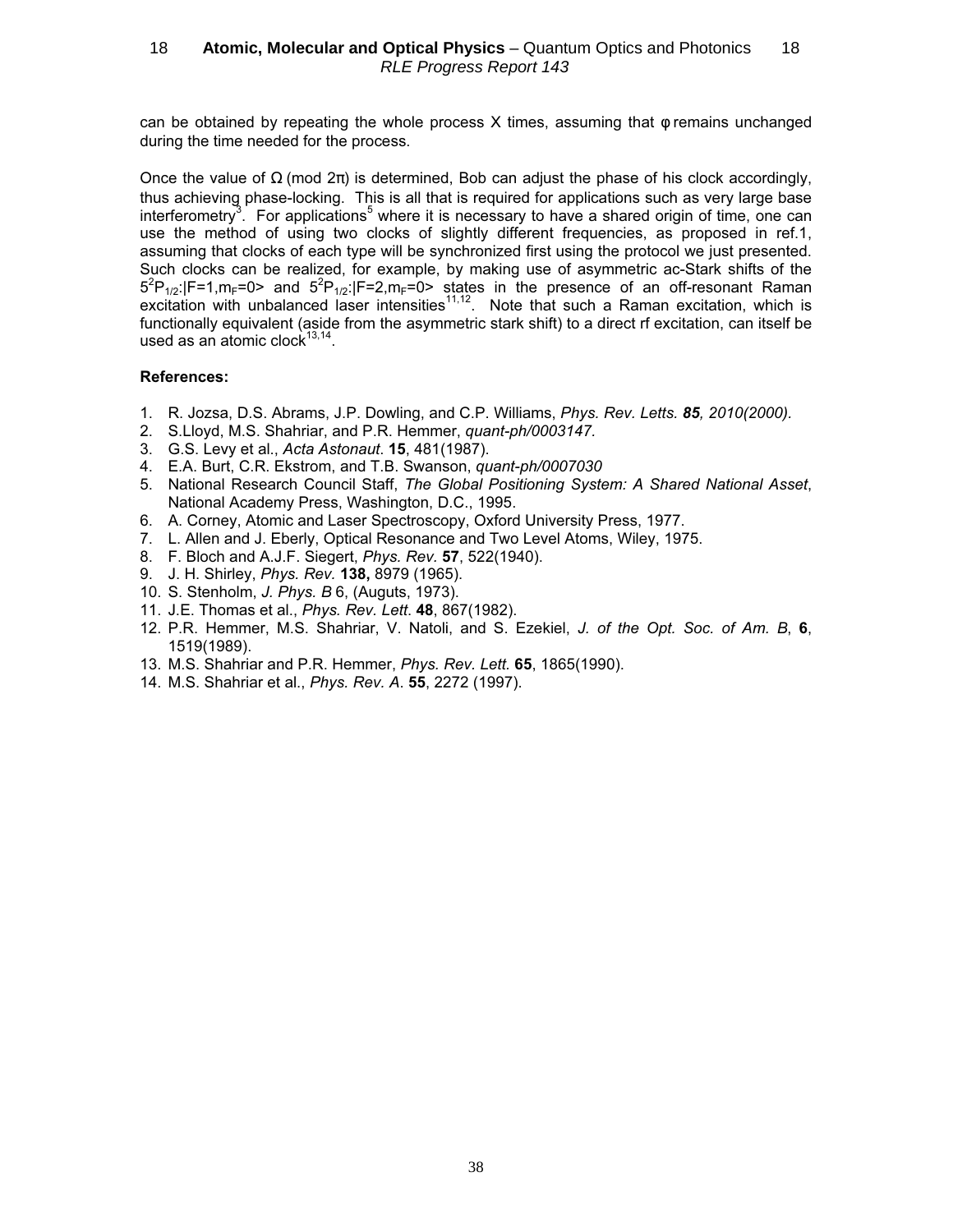can be obtained by repeating the whole process X times, assuming that φ remains unchanged during the time needed for the process.

Once the value of Ω (mod 2π) is determined, Bob can adjust the phase of his clock accordingly, thus achieving phase-locking. This is all that is required for applications such as very large base interferometry[3]. For applications[5] where it is necessary to have a shared origin of time, one can use the method of using two clocks of slightly different frequencies, as proposed in ref.1, assuming that clocks of each type will be synchronized first using the protocol we just presented. Such clocks can be realized, for example, by making use of asymmetric ac-Stark shifts of the $5^2P_{1/2}$:|F=1,$m_F$=0> and $5^2P_{1/2}$:|F=2,$m_F$=0> states in the presence of an off-resonant Raman excitation with unbalanced laser intensities[11,12]. Note that such a Raman excitation, which is functionally equivalent (aside from the asymmetric stark shift) to a direct rf excitation, can itself be used as an atomic clock[13,14].

**References:**

1. R. Jozsa, D.S. Abrams, J.P. Dowling, and C.P. Williams, *Phys. Rev. Letts.* ***85**, 2010(2000).*
2. S.Lloyd, M.S. Shahriar, and P.R. Hemmer, *quant-ph/0003147.*
3. G.S. Levy et al., *Acta Astonaut*. **15**, 481(1987).
4. E.A. Burt, C.R. Ekstrom, and T.B. Swanson, *quant-ph/0007030*
5. National Research Council Staff, *The Global Positioning System: A Shared National Asset*, National Academy Press, Washington, D.C., 1995.
6. A. Corney, Atomic and Laser Spectroscopy, Oxford University Press, 1977.
7. L. Allen and J. Eberly, Optical Resonance and Two Level Atoms, Wiley, 1975.
8. F. Bloch and A.J.F. Siegert, *Phys. Rev.* **57**, 522(1940).
9. J. H. Shirley, *Phys. Rev.* **138,** 8979 (1965).
10. S. Stenholm, *J. Phys. B* 6, (Auguts, 1973).
11. J.E. Thomas et al., *Phys. Rev. Lett*. **48**, 867(1982).
12. P.R. Hemmer, M.S. Shahriar, V. Natoli, and S. Ezekiel, *J. of the Opt. Soc. of Am. B*, **6**, 1519(1989).
13. M.S. Shahriar and P.R. Hemmer, *Phys. Rev. Lett.* **65**, 1865(1990).
14. M.S. Shahriar et al., *Phys. Rev. A*. **55**, 2272 (1997).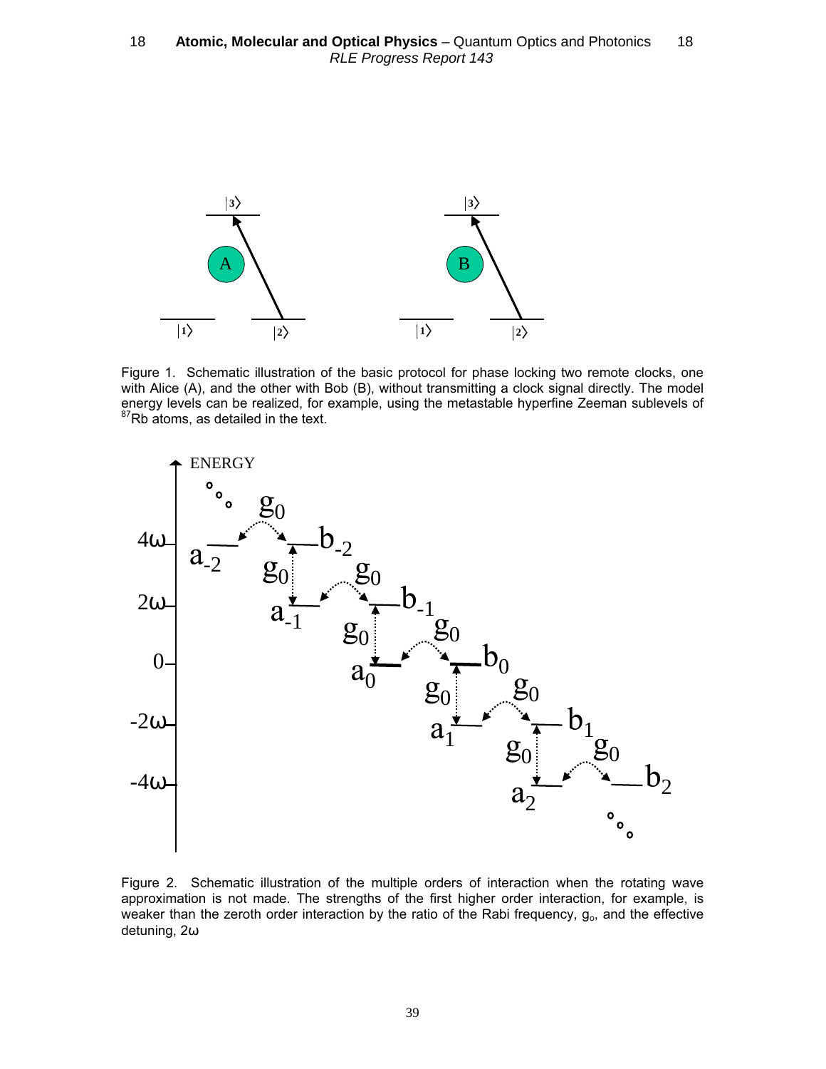Figure 1. Schematic illustration of the basic protocol for phase locking two remote clocks, one with Alice (A), and the other with Bob (B), without transmitting a clock signal directly. The model energy levels can be realized, for example, using the metastable hyperfine Zeeman sublevels of $^{87}$Rb atoms, as detailed in the text.

Figure 2. Schematic illustration of the multiple orders of interaction when the rotating wave approximation is not made. The strengths of the first higher order interaction, for example, is weaker than the zeroth order interaction by the ratio of the Rabi frequency, $g_o$, and the effective detuning, $2\omega$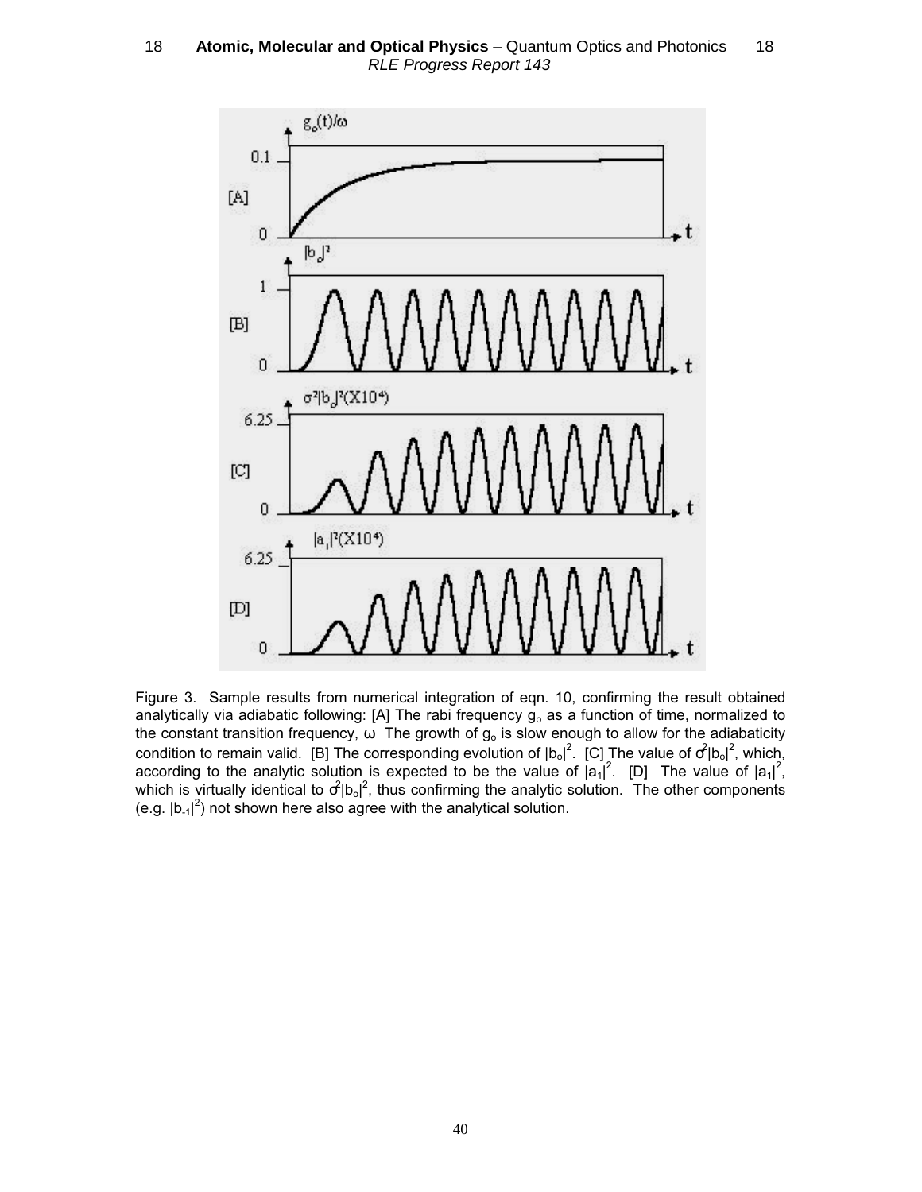$g_o(t)/\omega$

0.1

[A]

0

t

$|b_o|^2$

1

[B]

0

t

$\sigma^2|b_o|^2(X10^4)$

6.25

[C]

0

t

$|a_1|^2(X10^4)$

6.25

[D]

0

t

Figure 3. Sample results from numerical integration of eqn. 10, confirming the result obtained analytically via adiabatic following: [A] The rabi frequency $g_o$ as a function of time, normalized to the constant transition frequency, $\omega$ The growth of $g_o$ is slow enough to allow for the adiabaticity condition to remain valid. [B] The corresponding evolution of $|b_o|^2$. [C] The value of $\sigma^2|b_o|^2$, which, according to the analytic solution is expected to be the value of $|a_1|^2$. [D] The value of $|a_1|^2$, which is virtually identical to $\sigma^2|b_o|^2$, thus confirming the analytic solution. The other components (e.g. $|b_{-1}|^2$) not shown here also agree with the analytical solution.